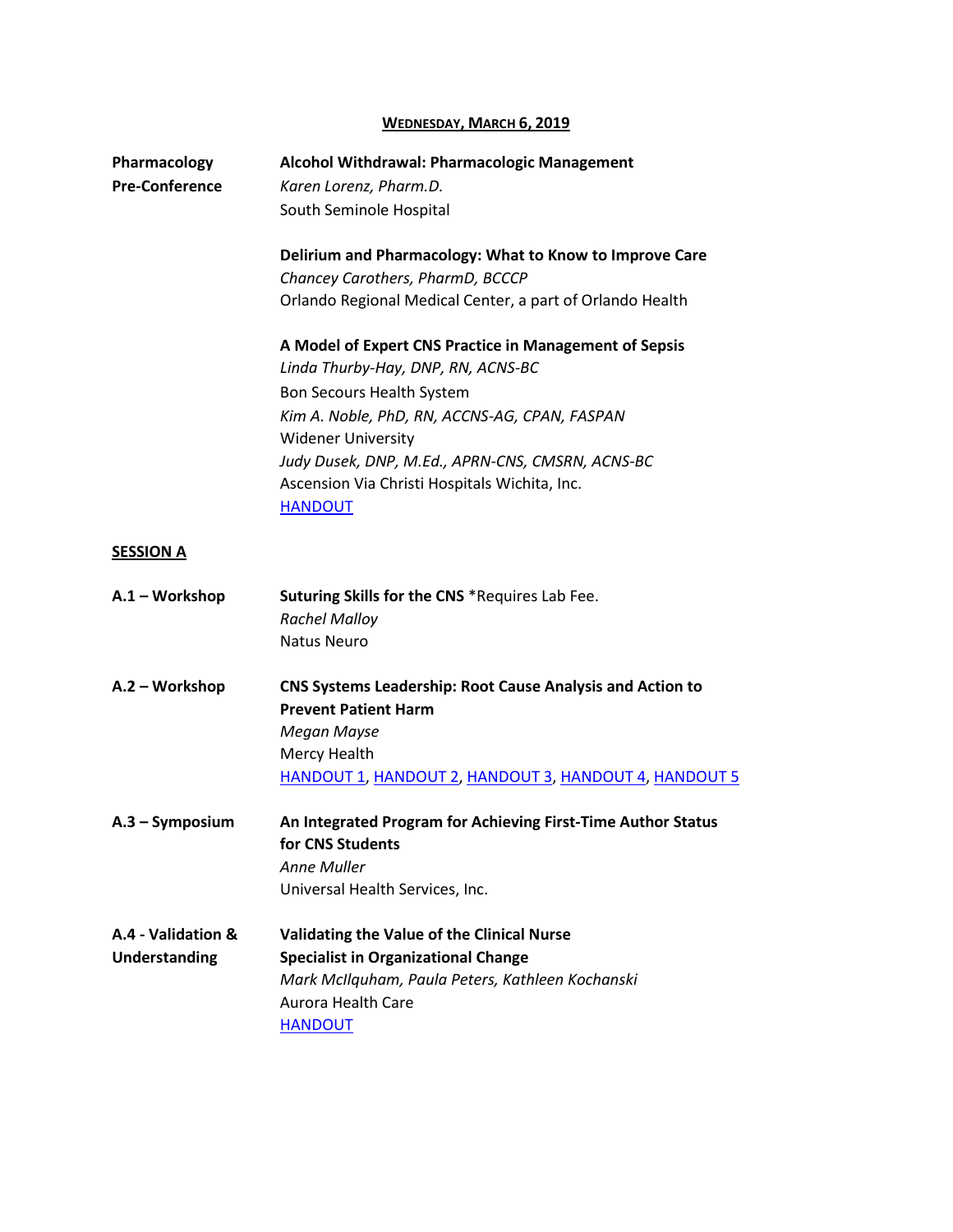**WEDNESDAY, MARCH 6, 2019**

**Pharmacology Pre-Conference**

**Alcohol Withdrawal: Pharmacologic Management**
*Karen Lorenz, Pharm.D.*
South Seminole Hospital

**Delirium and Pharmacology: What to Know to Improve Care**
*Chancey Carothers, PharmD, BCCCP*
Orlando Regional Medical Center, a part of Orlando Health

**A Model of Expert CNS Practice in Management of Sepsis**
*Linda Thurby-Hay, DNP, RN, ACNS-BC*
Bon Secours Health System
*Kim A. Noble, PhD, RN, ACCNS-AG, CPAN, FASPAN*
Widener University
*Judy Dusek, DNP, M.Ed., APRN-CNS, CMSRN, ACNS-BC*
Ascension Via Christi Hospitals Wichita, Inc.
HANDOUT

**SESSION A**

**A.1 – Workshop**

**Suturing Skills for the CNS** *Requires Lab Fee.
*Rachel Malloy*
Natus Neuro

**A.2 – Workshop**

**CNS Systems Leadership: Root Cause Analysis and Action to Prevent Patient Harm**
*Megan Mayse*
Mercy Health
HANDOUT 1, HANDOUT 2, HANDOUT 3, HANDOUT 4, HANDOUT 5

**A.3 – Symposium**

**An Integrated Program for Achieving First-Time Author Status for CNS Students**
*Anne Muller*
Universal Health Services, Inc.

**A.4 - Validation & Understanding**

**Validating the Value of the Clinical Nurse Specialist in Organizational Change**
*Mark McIlquham, Paula Peters, Kathleen Kochanski*
Aurora Health Care
HANDOUT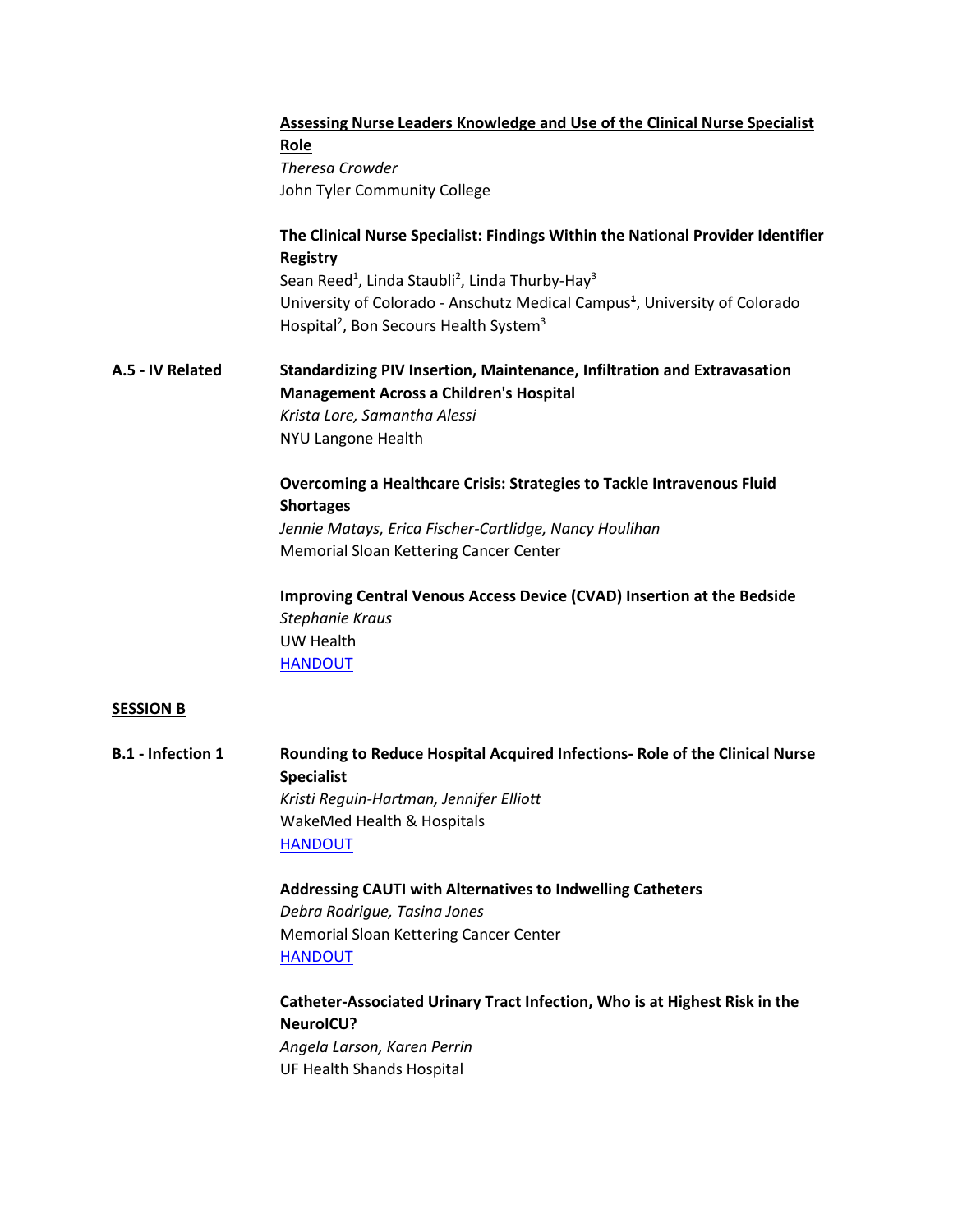**Assessing Nurse Leaders Knowledge and Use of the Clinical Nurse Specialist Role**
*Theresa Crowder*
John Tyler Community College

**The Clinical Nurse Specialist: Findings Within the National Provider Identifier Registry**
Sean Reed[1], Linda Staubli[2], Linda Thurby-Hay[3]
University of Colorado - Anschutz Medical Campus[1], University of Colorado Hospital[2], Bon Secours Health System[3]

**A.5 - IV Related**

**Standardizing PIV Insertion, Maintenance, Infiltration and Extravasation Management Across a Children's Hospital**
*Krista Lore, Samantha Alessi*
NYU Langone Health

**Overcoming a Healthcare Crisis: Strategies to Tackle Intravenous Fluid Shortages**
*Jennie Matays, Erica Fischer-Cartlidge, Nancy Houlihan*
Memorial Sloan Kettering Cancer Center

**Improving Central Venous Access Device (CVAD) Insertion at the Bedside**
*Stephanie Kraus*
UW Health
HANDOUT

## SESSION B

**B.1 - Infection 1**

**Rounding to Reduce Hospital Acquired Infections- Role of the Clinical Nurse Specialist**
*Kristi Reguin-Hartman, Jennifer Elliott*
WakeMed Health & Hospitals
HANDOUT

**Addressing CAUTI with Alternatives to Indwelling Catheters**
*Debra Rodrigue, Tasina Jones*
Memorial Sloan Kettering Cancer Center
HANDOUT

**Catheter-Associated Urinary Tract Infection, Who is at Highest Risk in the NeuroICU?**
*Angela Larson, Karen Perrin*
UF Health Shands Hospital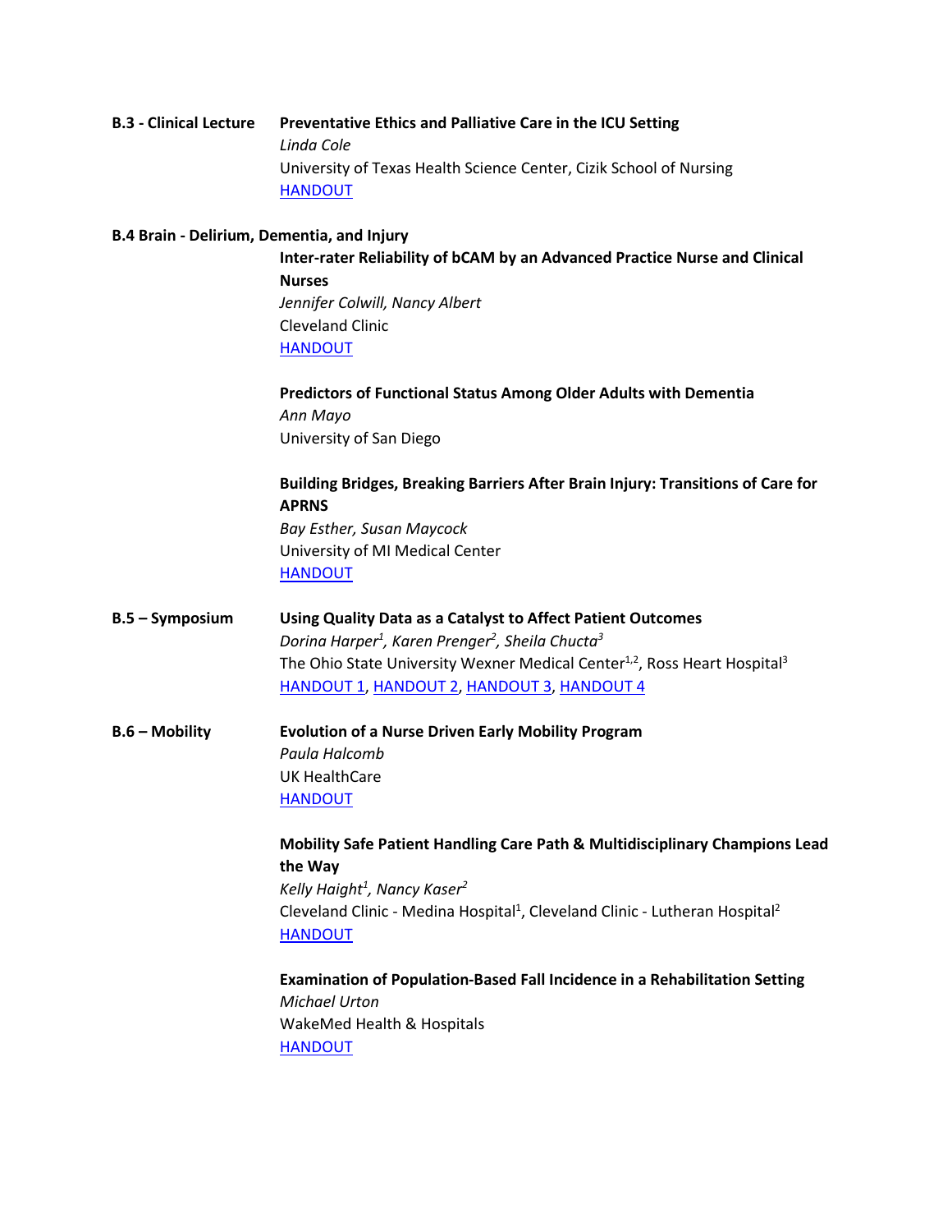**B.3 - Clinical Lecture** **Preventative Ethics and Palliative Care in the ICU Setting**
*Linda Cole*
University of Texas Health Science Center, Cizik School of Nursing
HANDOUT

**B.4 Brain - Delirium, Dementia, and Injury**

**Inter-rater Reliability of bCAM by an Advanced Practice Nurse and Clinical Nurses**
*Jennifer Colwill, Nancy Albert*
Cleveland Clinic
HANDOUT

**Predictors of Functional Status Among Older Adults with Dementia**
*Ann Mayo*
University of San Diego

**Building Bridges, Breaking Barriers After Brain Injury: Transitions of Care for APRNS**
*Bay Esther, Susan Maycock*
University of MI Medical Center
HANDOUT

**B.5 – Symposium** **Using Quality Data as a Catalyst to Affect Patient Outcomes**
*Dorina Harper[1], Karen Prenger[2], Sheila Chucta[3]*
The Ohio State University Wexner Medical Center[1,2], Ross Heart Hospital[3]
HANDOUT 1, HANDOUT 2, HANDOUT 3, HANDOUT 4

**B.6 – Mobility** **Evolution of a Nurse Driven Early Mobility Program**
*Paula Halcomb*
UK HealthCare
HANDOUT

**Mobility Safe Patient Handling Care Path & Multidisciplinary Champions Lead the Way**
*Kelly Haight[1], Nancy Kaser[2]*
Cleveland Clinic - Medina Hospital[1], Cleveland Clinic - Lutheran Hospital[2]
HANDOUT

**Examination of Population-Based Fall Incidence in a Rehabilitation Setting**
*Michael Urton*
WakeMed Health & Hospitals
HANDOUT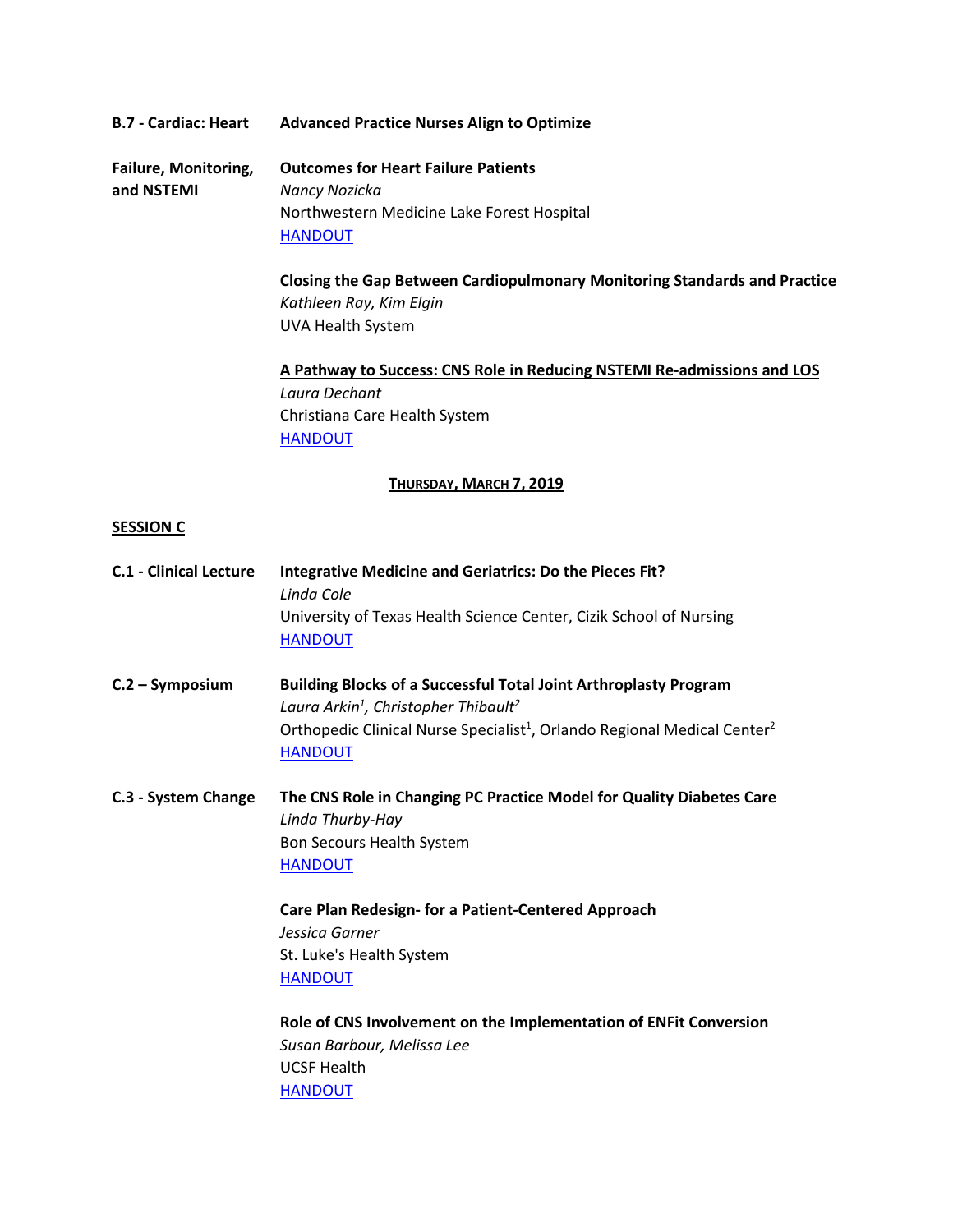**B.7 - Cardiac: Heart Failure, Monitoring, and NSTEMI**

**Advanced Practice Nurses Align to Optimize Outcomes for Heart Failure Patients**
*Nancy Nozicka*
Northwestern Medicine Lake Forest Hospital
HANDOUT

**Closing the Gap Between Cardiopulmonary Monitoring Standards and Practice**
*Kathleen Ray, Kim Elgin*
UVA Health System

**A Pathway to Success: CNS Role in Reducing NSTEMI Re-admissions and LOS**
*Laura Dechant*
Christiana Care Health System
HANDOUT

## THURSDAY, MARCH 7, 2019

## SESSION C

**C.1 - Clinical Lecture**

**Integrative Medicine and Geriatrics: Do the Pieces Fit?**
*Linda Cole*
University of Texas Health Science Center, Cizik School of Nursing
HANDOUT

**C.2 – Symposium**

**Building Blocks of a Successful Total Joint Arthroplasty Program**
*Laura Arkin[1], Christopher Thibault[2]*
Orthopedic Clinical Nurse Specialist[1], Orlando Regional Medical Center[2]
HANDOUT

**C.3 - System Change**

**The CNS Role in Changing PC Practice Model for Quality Diabetes Care**
*Linda Thurby-Hay*
Bon Secours Health System
HANDOUT

**Care Plan Redesign- for a Patient-Centered Approach**
*Jessica Garner*
St. Luke's Health System
HANDOUT

**Role of CNS Involvement on the Implementation of ENFit Conversion**
*Susan Barbour, Melissa Lee*
UCSF Health
HANDOUT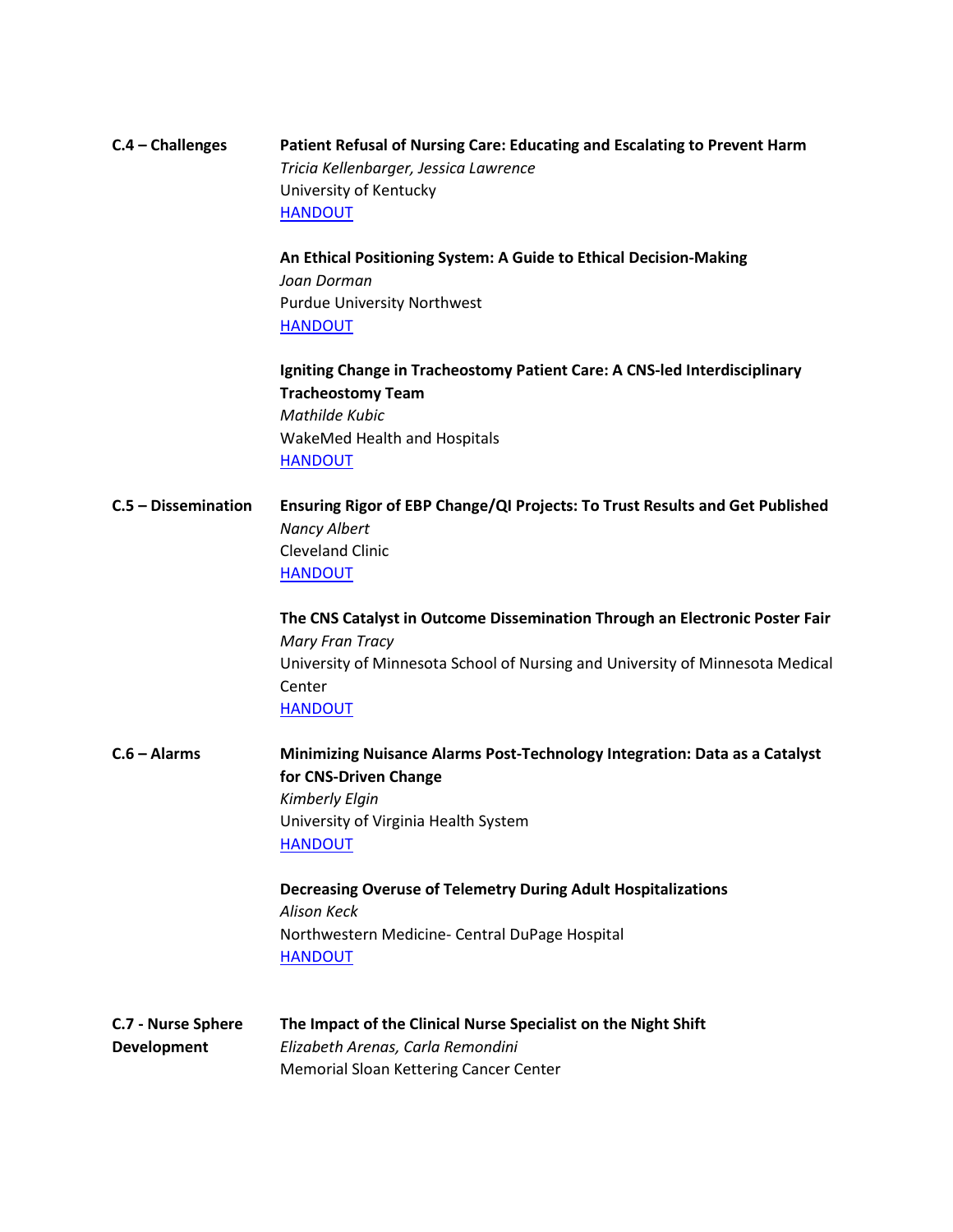**C.4 – Challenges**

**Patient Refusal of Nursing Care: Educating and Escalating to Prevent Harm**
*Tricia Kellenbarger, Jessica Lawrence*
University of Kentucky
HANDOUT

**An Ethical Positioning System: A Guide to Ethical Decision-Making**
*Joan Dorman*
Purdue University Northwest
HANDOUT

**Igniting Change in Tracheostomy Patient Care: A CNS-led Interdisciplinary Tracheostomy Team**
*Mathilde Kubic*
WakeMed Health and Hospitals
HANDOUT

**C.5 – Dissemination**

**Ensuring Rigor of EBP Change/QI Projects: To Trust Results and Get Published**
*Nancy Albert*
Cleveland Clinic
HANDOUT

**The CNS Catalyst in Outcome Dissemination Through an Electronic Poster Fair**
*Mary Fran Tracy*
University of Minnesota School of Nursing and University of Minnesota Medical Center
HANDOUT

**C.6 – Alarms**

**Minimizing Nuisance Alarms Post-Technology Integration: Data as a Catalyst for CNS-Driven Change**
*Kimberly Elgin*
University of Virginia Health System
HANDOUT

**Decreasing Overuse of Telemetry During Adult Hospitalizations**
*Alison Keck*
Northwestern Medicine- Central DuPage Hospital
HANDOUT

**C.7 - Nurse Sphere Development**

**The Impact of the Clinical Nurse Specialist on the Night Shift**
*Elizabeth Arenas, Carla Remondini*
Memorial Sloan Kettering Cancer Center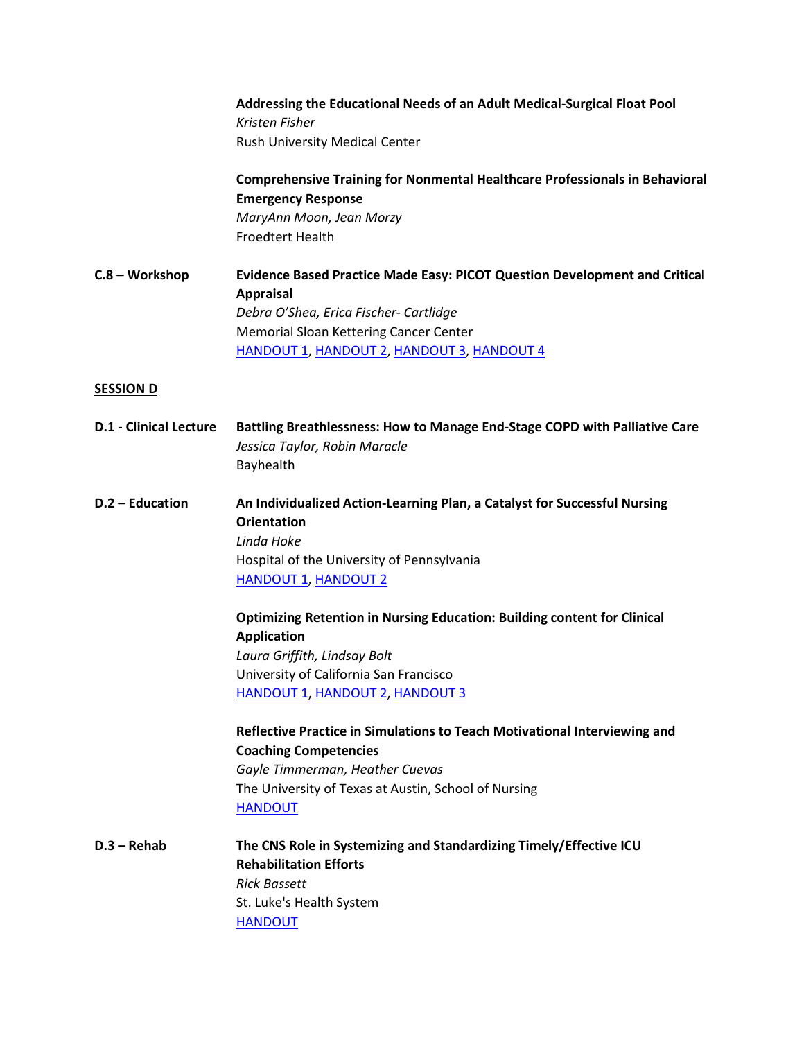**Addressing the Educational Needs of an Adult Medical-Surgical Float Pool**
*Kristen Fisher*
Rush University Medical Center

**Comprehensive Training for Nonmental Healthcare Professionals in Behavioral Emergency Response**
*MaryAnn Moon, Jean Morzy*
Froedtert Health

**C.8 – Workshop**

**Evidence Based Practice Made Easy: PICOT Question Development and Critical Appraisal**
*Debra O'Shea, Erica Fischer- Cartlidge*
Memorial Sloan Kettering Cancer Center
HANDOUT 1, HANDOUT 2, HANDOUT 3, HANDOUT 4

## SESSION D

**D.1 - Clinical Lecture**

**Battling Breathlessness: How to Manage End-Stage COPD with Palliative Care**
*Jessica Taylor, Robin Maracle*
Bayhealth

**D.2 – Education**

**An Individualized Action-Learning Plan, a Catalyst for Successful Nursing Orientation**
*Linda Hoke*
Hospital of the University of Pennsylvania
HANDOUT 1, HANDOUT 2

**Optimizing Retention in Nursing Education: Building content for Clinical Application**
*Laura Griffith, Lindsay Bolt*
University of California San Francisco
HANDOUT 1, HANDOUT 2, HANDOUT 3

**Reflective Practice in Simulations to Teach Motivational Interviewing and Coaching Competencies**
*Gayle Timmerman, Heather Cuevas*
The University of Texas at Austin, School of Nursing
HANDOUT

**D.3 – Rehab**

**The CNS Role in Systemizing and Standardizing Timely/Effective ICU Rehabilitation Efforts**
*Rick Bassett*
St. Luke's Health System
HANDOUT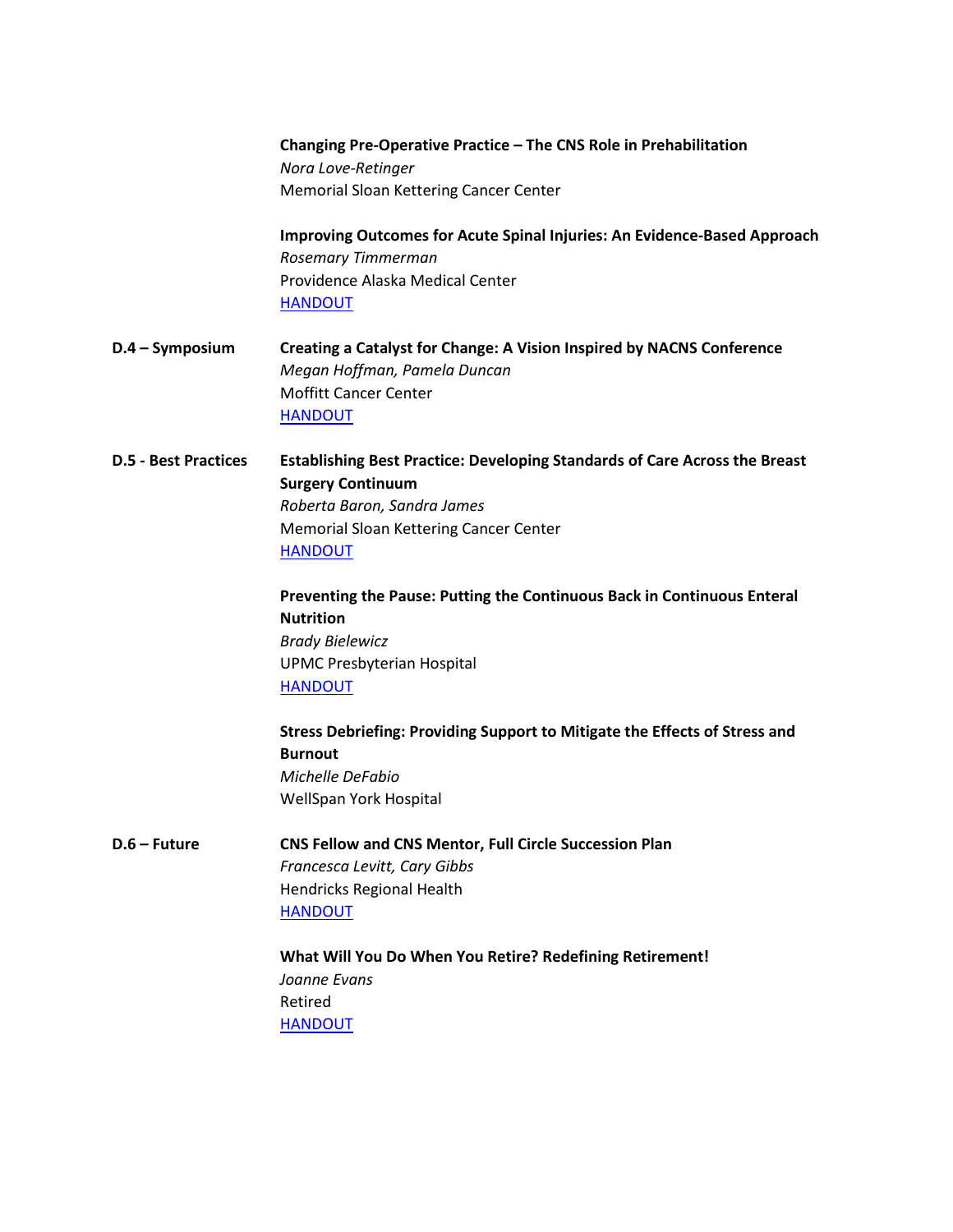**Changing Pre-Operative Practice – The CNS Role in Prehabilitation**
*Nora Love-Retinger*
Memorial Sloan Kettering Cancer Center

**Improving Outcomes for Acute Spinal Injuries: An Evidence-Based Approach**
*Rosemary Timmerman*
Providence Alaska Medical Center
HANDOUT

**D.4 – Symposium**

**Creating a Catalyst for Change: A Vision Inspired by NACNS Conference**
*Megan Hoffman, Pamela Duncan*
Moffitt Cancer Center
HANDOUT

**D.5 - Best Practices**

**Establishing Best Practice: Developing Standards of Care Across the Breast Surgery Continuum**
*Roberta Baron, Sandra James*
Memorial Sloan Kettering Cancer Center
HANDOUT

**Preventing the Pause: Putting the Continuous Back in Continuous Enteral Nutrition**
*Brady Bielewicz*
UPMC Presbyterian Hospital
HANDOUT

**Stress Debriefing: Providing Support to Mitigate the Effects of Stress and Burnout**
*Michelle DeFabio*
WellSpan York Hospital

**D.6 – Future**

**CNS Fellow and CNS Mentor, Full Circle Succession Plan**
*Francesca Levitt, Cary Gibbs*
Hendricks Regional Health
HANDOUT

**What Will You Do When You Retire? Redefining Retirement!**
*Joanne Evans*
Retired
HANDOUT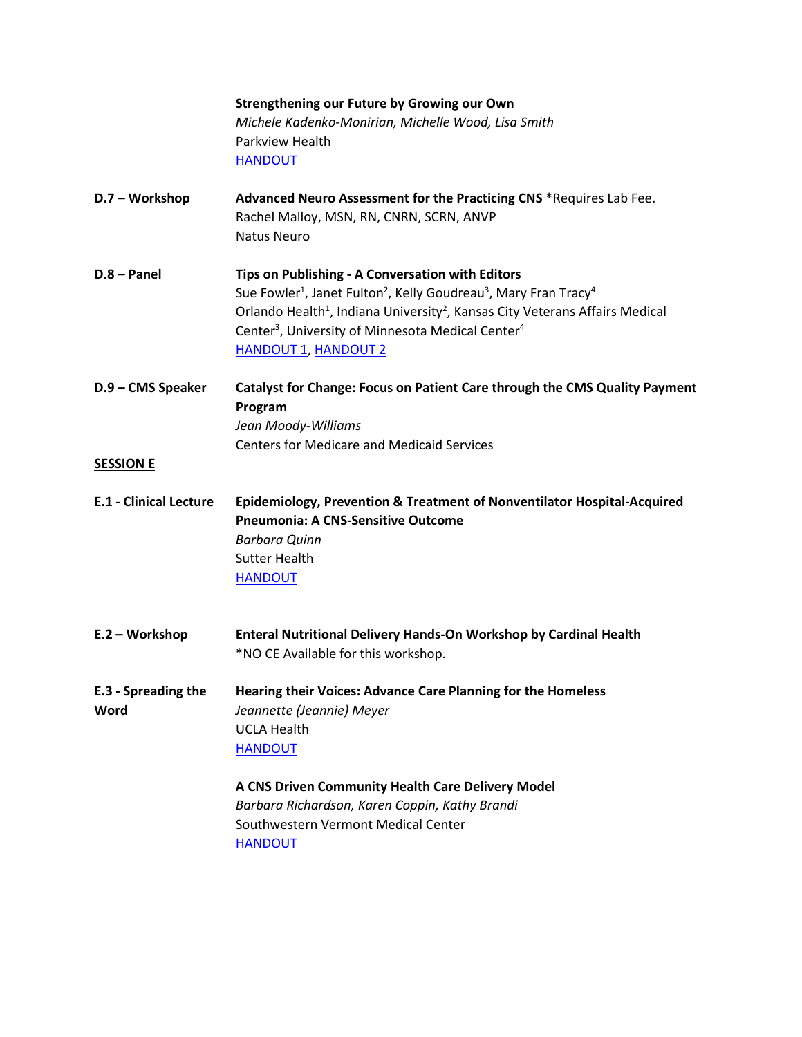**Strengthening our Future by Growing our Own**
*Michele Kadenko-Monirian, Michelle Wood, Lisa Smith*
Parkview Health
HANDOUT

**D.7 – Workshop** **Advanced Neuro Assessment for the Practicing CNS** *Requires Lab Fee.
Rachel Malloy, MSN, RN, CNRN, SCRN, ANVP
Natus Neuro

**D.8 – Panel** **Tips on Publishing - A Conversation with Editors**
Sue Fowler[1], Janet Fulton[2], Kelly Goudreau[3], Mary Fran Tracy[4]
Orlando Health[1], Indiana University[2], Kansas City Veterans Affairs Medical Center[3], University of Minnesota Medical Center[4]
HANDOUT 1, HANDOUT 2

**D.9 – CMS Speaker** **Catalyst for Change: Focus on Patient Care through the CMS Quality Payment Program**
*Jean Moody-Williams*
Centers for Medicare and Medicaid Services

## SESSION E

**E.1 - Clinical Lecture** **Epidemiology, Prevention & Treatment of Nonventilator Hospital-Acquired Pneumonia: A CNS-Sensitive Outcome**
*Barbara Quinn*
Sutter Health
HANDOUT

**E.2 – Workshop** **Enteral Nutritional Delivery Hands-On Workshop by Cardinal Health**
*NO CE Available for this workshop.

**E.3 - Spreading the Word** **Hearing their Voices: Advance Care Planning for the Homeless**
*Jeannette (Jeannie) Meyer*
UCLA Health
HANDOUT

**A CNS Driven Community Health Care Delivery Model**
*Barbara Richardson, Karen Coppin, Kathy Brandi*
Southwestern Vermont Medical Center
HANDOUT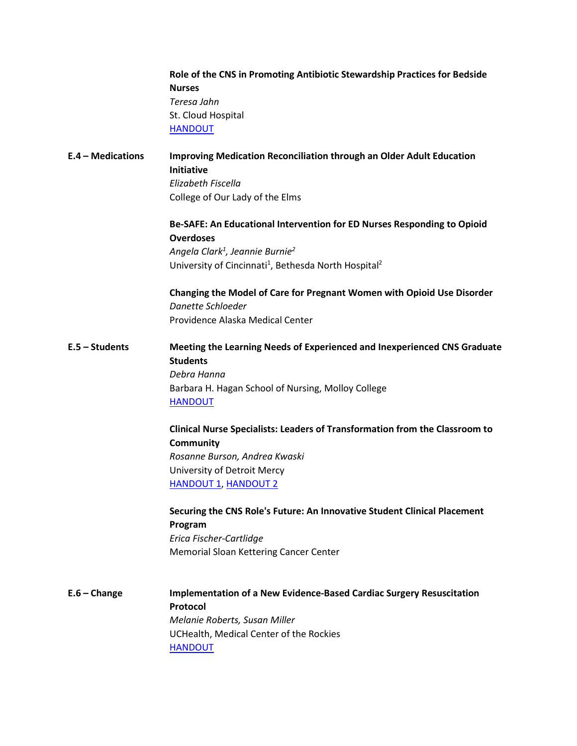**Role of the CNS in Promoting Antibiotic Stewardship Practices for Bedside Nurses**
*Teresa Jahn*
St. Cloud Hospital
HANDOUT

**E.4 – Medications**

**Improving Medication Reconciliation through an Older Adult Education Initiative**
*Elizabeth Fiscella*
College of Our Lady of the Elms

**Be-SAFE: An Educational Intervention for ED Nurses Responding to Opioid Overdoses**
*Angela Clark[1], Jeannie Burnie[2]*
University of Cincinnati[1], Bethesda North Hospital[2]

**Changing the Model of Care for Pregnant Women with Opioid Use Disorder**
*Danette Schloeder*
Providence Alaska Medical Center

**E.5 – Students**

**Meeting the Learning Needs of Experienced and Inexperienced CNS Graduate Students**
*Debra Hanna*
Barbara H. Hagan School of Nursing, Molloy College
HANDOUT

**Clinical Nurse Specialists: Leaders of Transformation from the Classroom to Community**
*Rosanne Burson, Andrea Kwaski*
University of Detroit Mercy
HANDOUT 1, HANDOUT 2

**Securing the CNS Role's Future: An Innovative Student Clinical Placement Program**
*Erica Fischer-Cartlidge*
Memorial Sloan Kettering Cancer Center

**E.6 – Change**

**Implementation of a New Evidence-Based Cardiac Surgery Resuscitation Protocol**
*Melanie Roberts, Susan Miller*
UCHealth, Medical Center of the Rockies
HANDOUT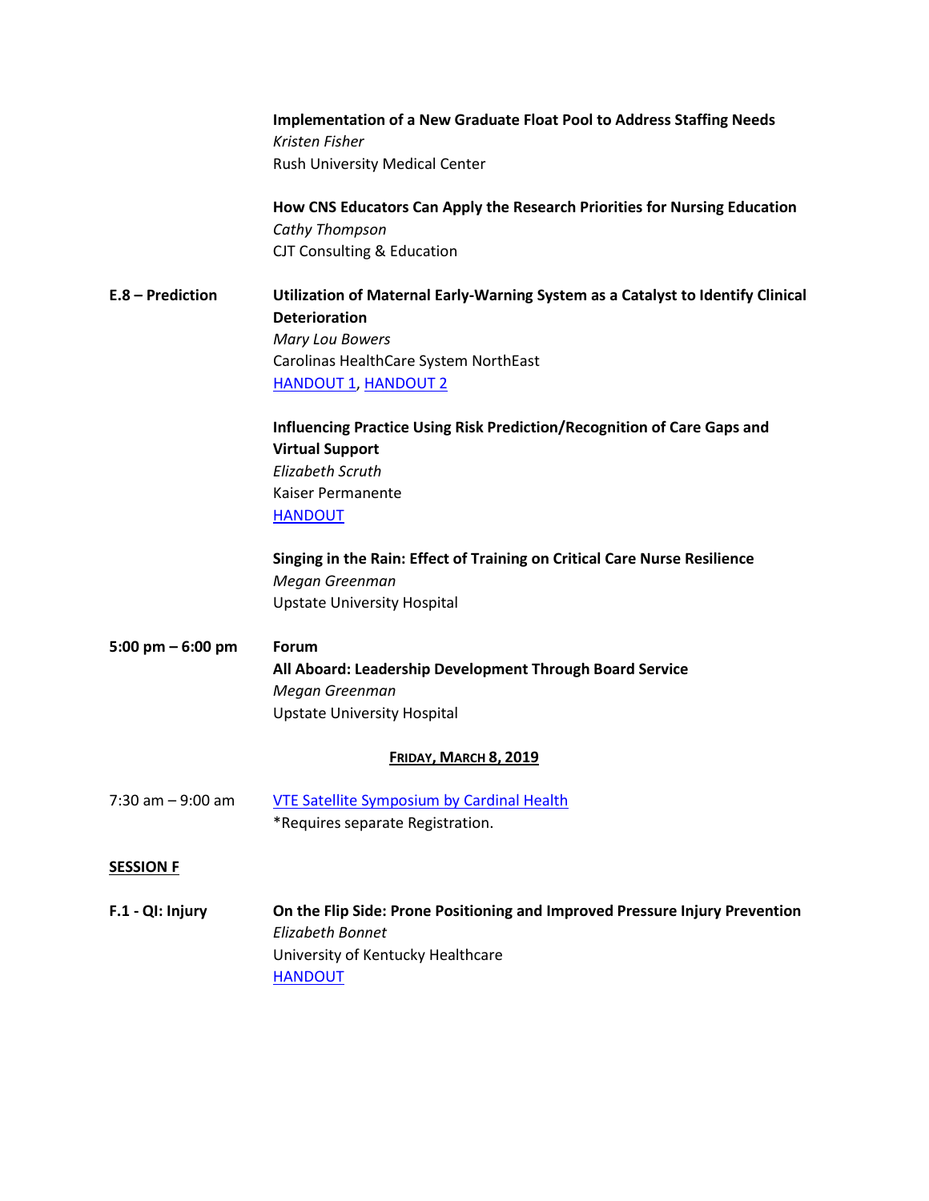**Implementation of a New Graduate Float Pool to Address Staffing Needs**
*Kristen Fisher*
Rush University Medical Center

**How CNS Educators Can Apply the Research Priorities for Nursing Education**
*Cathy Thompson*
CJT Consulting & Education

**E.8 – Prediction**

**Utilization of Maternal Early-Warning System as a Catalyst to Identify Clinical Deterioration**
*Mary Lou Bowers*
Carolinas HealthCare System NorthEast
HANDOUT 1, HANDOUT 2

**Influencing Practice Using Risk Prediction/Recognition of Care Gaps and Virtual Support**
*Elizabeth Scruth*
Kaiser Permanente
HANDOUT

**Singing in the Rain: Effect of Training on Critical Care Nurse Resilience**
*Megan Greenman*
Upstate University Hospital

**5:00 pm – 6:00 pm**

**Forum**
**All Aboard: Leadership Development Through Board Service**
*Megan Greenman*
Upstate University Hospital

## FRIDAY, MARCH 8, 2019

7:30 am – 9:00 am

VTE Satellite Symposium by Cardinal Health
*Requires separate Registration.

## SESSION F

**F.1 - QI: Injury**

**On the Flip Side: Prone Positioning and Improved Pressure Injury Prevention**
*Elizabeth Bonnet*
University of Kentucky Healthcare
HANDOUT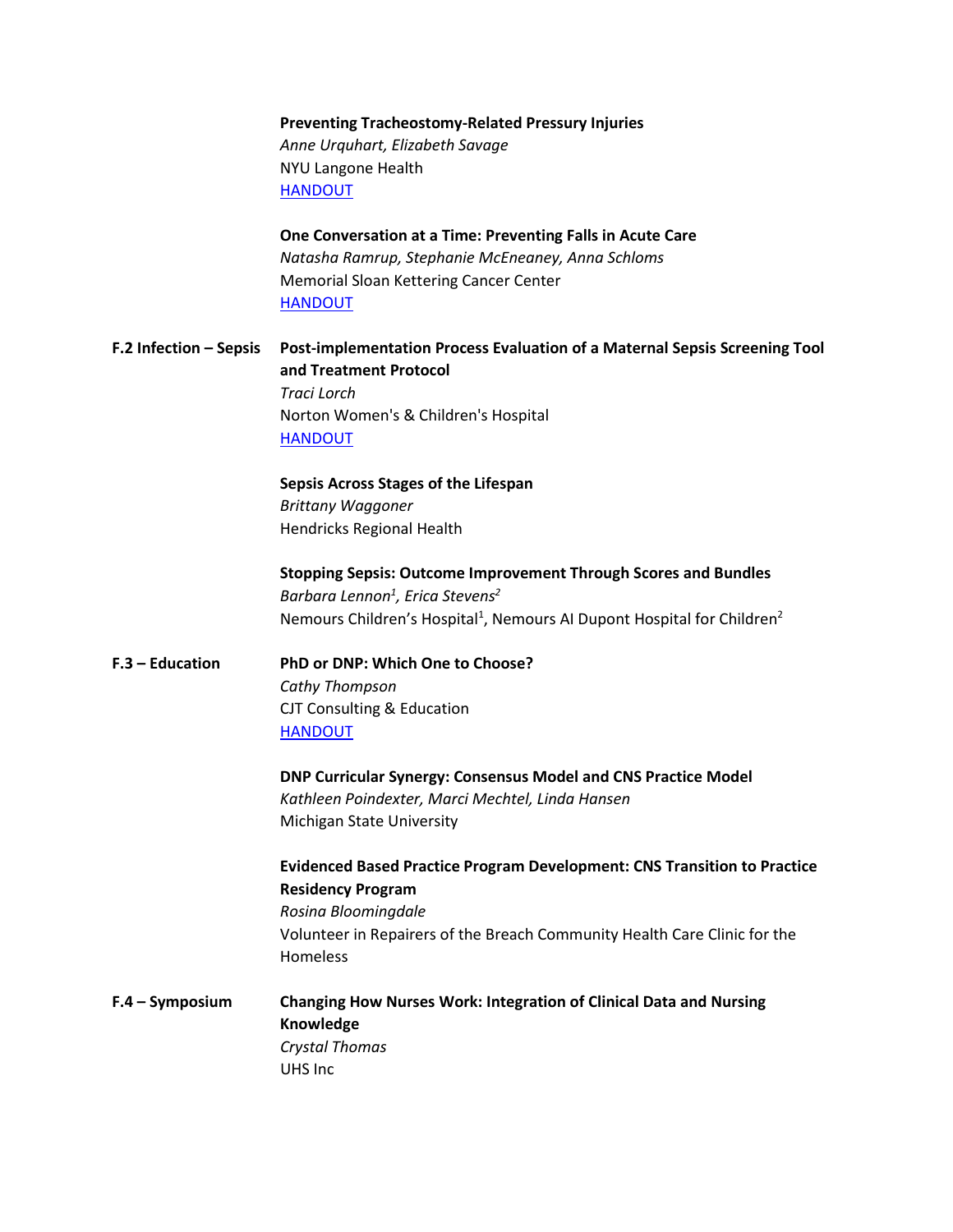**Preventing Tracheostomy-Related Pressury Injuries**
*Anne Urquhart, Elizabeth Savage*
NYU Langone Health
HANDOUT

**One Conversation at a Time: Preventing Falls in Acute Care**
*Natasha Ramrup, Stephanie McEneaney, Anna Schloms*
Memorial Sloan Kettering Cancer Center
HANDOUT

**F.2 Infection – Sepsis**

**Post-implementation Process Evaluation of a Maternal Sepsis Screening Tool and Treatment Protocol**
*Traci Lorch*
Norton Women's & Children's Hospital
HANDOUT

**Sepsis Across Stages of the Lifespan**
*Brittany Waggoner*
Hendricks Regional Health

**Stopping Sepsis: Outcome Improvement Through Scores and Bundles**
*Barbara Lennon[1], Erica Stevens[2]*
Nemours Children's Hospital[1], Nemours AI Dupont Hospital for Children[2]

**F.3 – Education**

**PhD or DNP: Which One to Choose?**
*Cathy Thompson*
CJT Consulting & Education
HANDOUT

**DNP Curricular Synergy: Consensus Model and CNS Practice Model**
*Kathleen Poindexter, Marci Mechtel, Linda Hansen*
Michigan State University

**Evidenced Based Practice Program Development: CNS Transition to Practice Residency Program**
*Rosina Bloomingdale*
Volunteer in Repairers of the Breach Community Health Care Clinic for the Homeless

**F.4 – Symposium**

**Changing How Nurses Work: Integration of Clinical Data and Nursing Knowledge**
*Crystal Thomas*
UHS Inc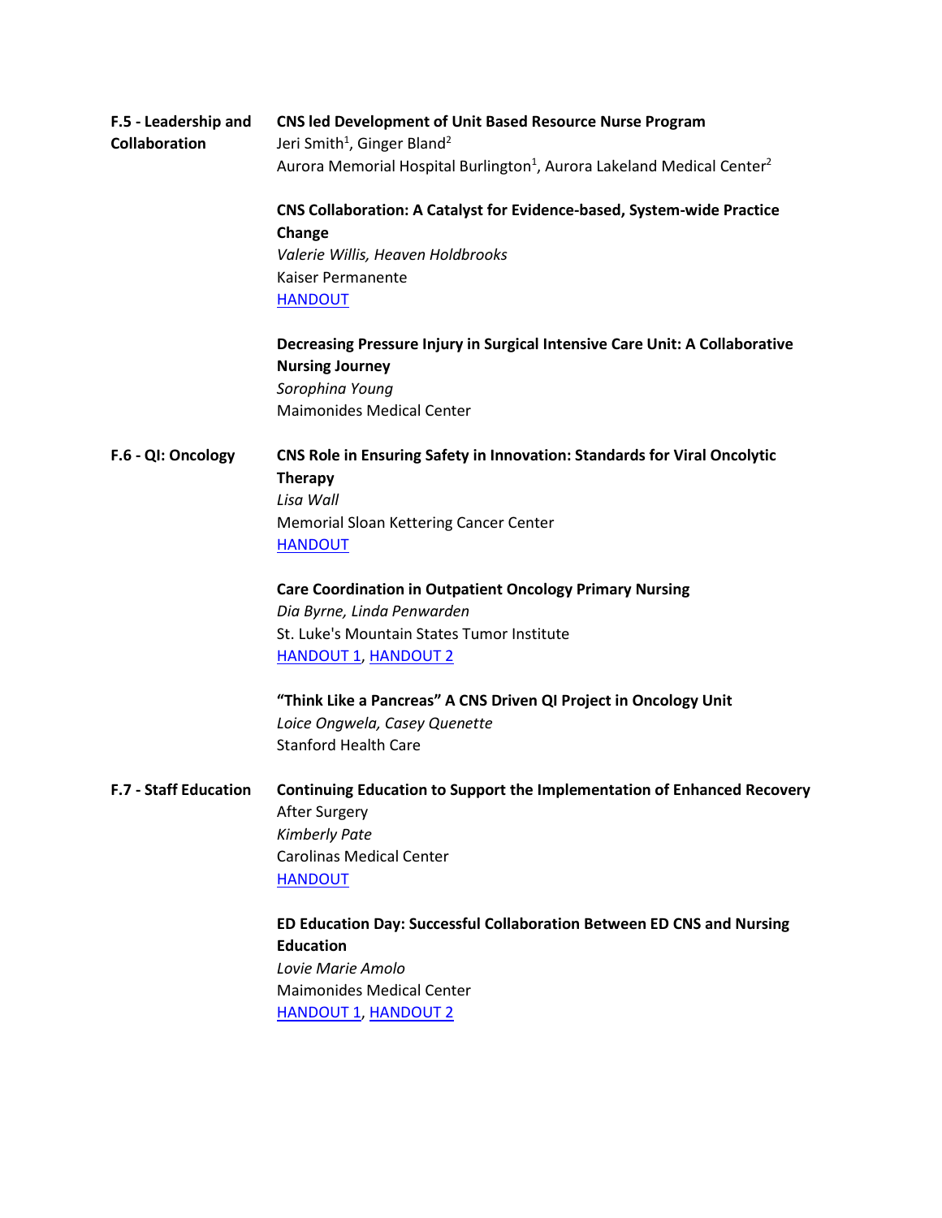**F.5 - Leadership and Collaboration**

**CNS led Development of Unit Based Resource Nurse Program**
Jeri Smith[1], Ginger Bland[2]
Aurora Memorial Hospital Burlington[1], Aurora Lakeland Medical Center[2]

**CNS Collaboration: A Catalyst for Evidence-based, System-wide Practice Change**
*Valerie Willis, Heaven Holdbrooks*
Kaiser Permanente
HANDOUT

**Decreasing Pressure Injury in Surgical Intensive Care Unit: A Collaborative Nursing Journey**
*Sorophina Young*
Maimonides Medical Center

**F.6 - QI: Oncology**

**CNS Role in Ensuring Safety in Innovation: Standards for Viral Oncolytic Therapy**
*Lisa Wall*
Memorial Sloan Kettering Cancer Center
HANDOUT

**Care Coordination in Outpatient Oncology Primary Nursing**
*Dia Byrne, Linda Penwarden*
St. Luke's Mountain States Tumor Institute
HANDOUT 1, HANDOUT 2

**"Think Like a Pancreas" A CNS Driven QI Project in Oncology Unit**
*Loice Ongwela, Casey Quenette*
Stanford Health Care

**F.7 - Staff Education**

**Continuing Education to Support the Implementation of Enhanced Recovery** After Surgery
*Kimberly Pate*
Carolinas Medical Center
HANDOUT

**ED Education Day: Successful Collaboration Between ED CNS and Nursing Education**
*Lovie Marie Amolo*
Maimonides Medical Center
HANDOUT 1, HANDOUT 2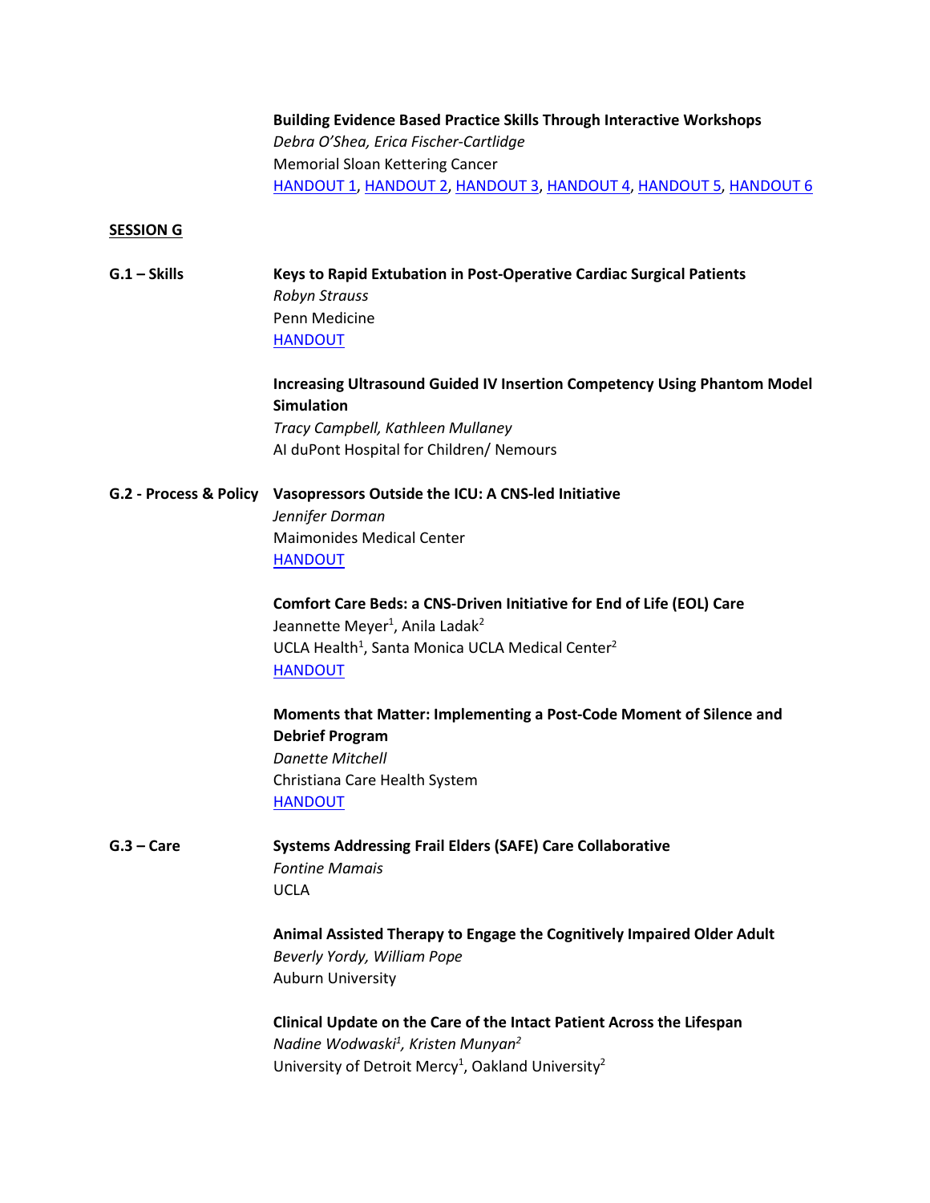**Building Evidence Based Practice Skills Through Interactive Workshops**
*Debra O'Shea, Erica Fischer-Cartlidge*
Memorial Sloan Kettering Cancer
HANDOUT 1, HANDOUT 2, HANDOUT 3, HANDOUT 4, HANDOUT 5, HANDOUT 6

## SESSION G

**G.1 – Skills**

**Keys to Rapid Extubation in Post-Operative Cardiac Surgical Patients**
*Robyn Strauss*
Penn Medicine
HANDOUT

**Increasing Ultrasound Guided IV Insertion Competency Using Phantom Model Simulation**
*Tracy Campbell, Kathleen Mullaney*
AI duPont Hospital for Children/ Nemours

**G.2 - Process & Policy**

**Vasopressors Outside the ICU: A CNS-led Initiative**
*Jennifer Dorman*
Maimonides Medical Center
HANDOUT

**Comfort Care Beds: a CNS-Driven Initiative for End of Life (EOL) Care**
Jeannette Meyer[1], Anila Ladak[2]
UCLA Health[1], Santa Monica UCLA Medical Center[2]
HANDOUT

**Moments that Matter: Implementing a Post-Code Moment of Silence and Debrief Program**
*Danette Mitchell*
Christiana Care Health System
HANDOUT

**G.3 – Care**

**Systems Addressing Frail Elders (SAFE) Care Collaborative**
*Fontine Mamais*
UCLA

**Animal Assisted Therapy to Engage the Cognitively Impaired Older Adult**
*Beverly Yordy, William Pope*
Auburn University

**Clinical Update on the Care of the Intact Patient Across the Lifespan**
*Nadine Wodwaski[1], Kristen Munyan[2]*
University of Detroit Mercy[1], Oakland University[2]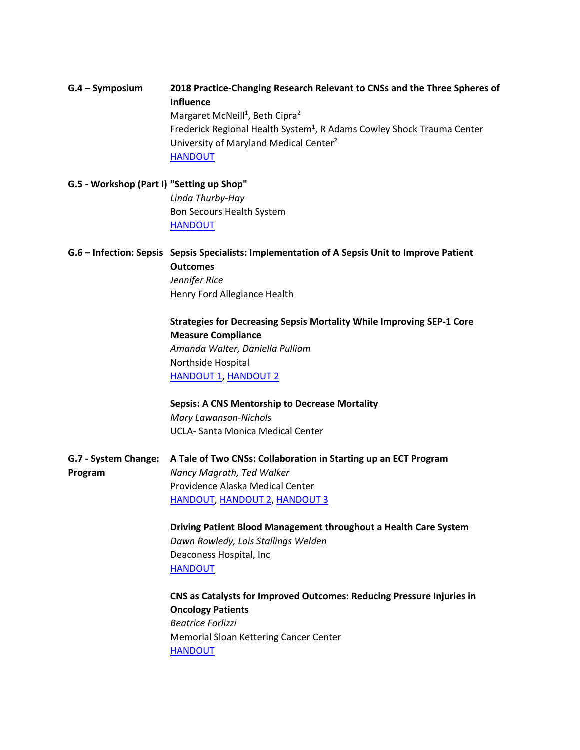**G.4 – Symposium** **2018 Practice-Changing Research Relevant to CNSs and the Three Spheres of Influence**
Margaret McNeill[1], Beth Cipra[2]
Frederick Regional Health System[1], R Adams Cowley Shock Trauma Center University of Maryland Medical Center[2]
HANDOUT

**G.5 - Workshop (Part I)** **"Setting up Shop"**
*Linda Thurby-Hay*
Bon Secours Health System
HANDOUT

**G.6 – Infection: Sepsis** **Sepsis Specialists: Implementation of A Sepsis Unit to Improve Patient Outcomes**
*Jennifer Rice*
Henry Ford Allegiance Health

**Strategies for Decreasing Sepsis Mortality While Improving SEP-1 Core Measure Compliance**
*Amanda Walter, Daniella Pulliam*
Northside Hospital
HANDOUT 1, HANDOUT 2

**Sepsis: A CNS Mentorship to Decrease Mortality**
*Mary Lawanson-Nichols*
UCLA- Santa Monica Medical Center

**G.7 - System Change: Program** **A Tale of Two CNSs: Collaboration in Starting up an ECT Program**
*Nancy Magrath, Ted Walker*
Providence Alaska Medical Center
HANDOUT, HANDOUT 2, HANDOUT 3

**Driving Patient Blood Management throughout a Health Care System**
*Dawn Rowley, Lois Stallings Welden*
Deaconess Hospital, Inc
HANDOUT

**CNS as Catalysts for Improved Outcomes: Reducing Pressure Injuries in Oncology Patients**
*Beatrice Forlizzi*
Memorial Sloan Kettering Cancer Center
HANDOUT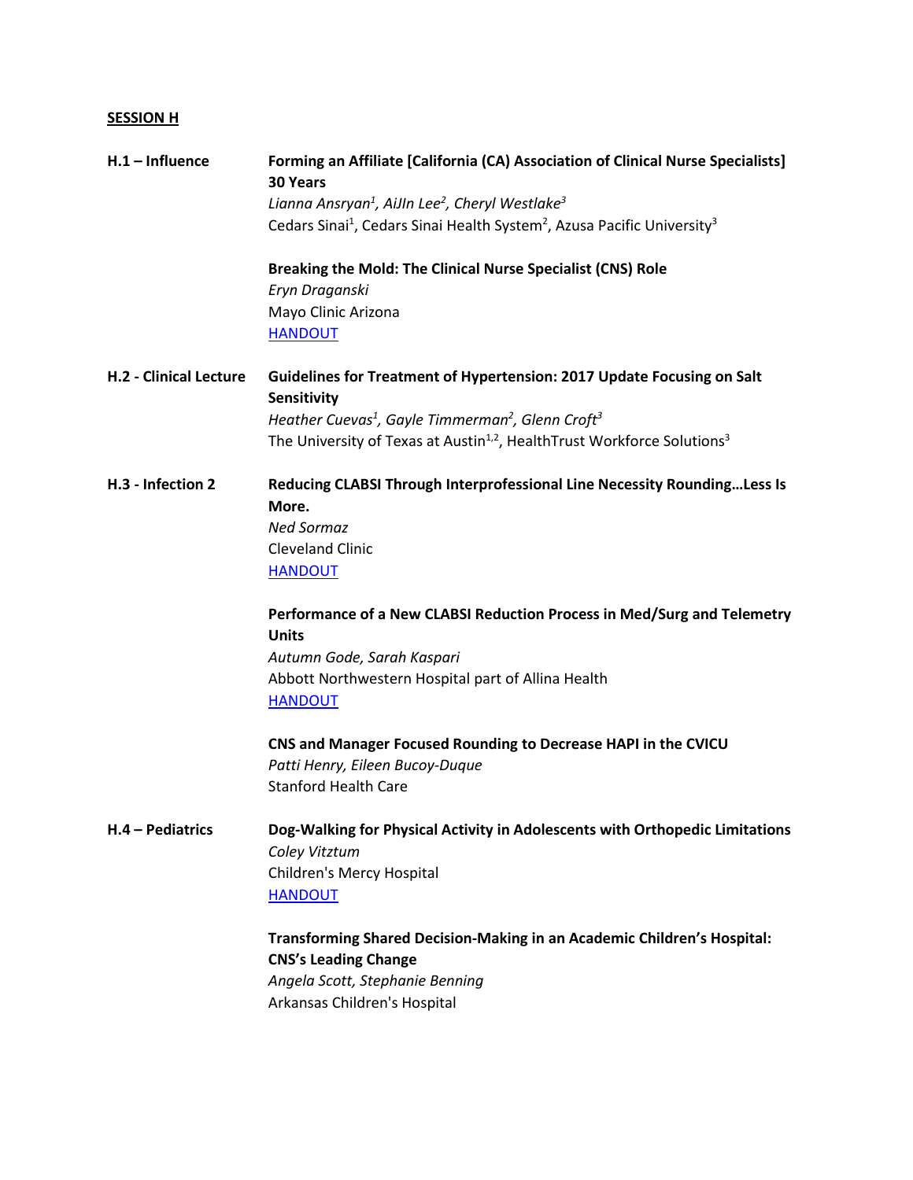## SESSION H

**H.1 – Influence**

**Forming an Affiliate [California (CA) Association of Clinical Nurse Specialists] 30 Years**
*Lianna Ansryan[1], AiJln Lee[2], Cheryl Westlake[3]*
Cedars Sinai[1], Cedars Sinai Health System[2], Azusa Pacific University[3]

**Breaking the Mold: The Clinical Nurse Specialist (CNS) Role**
*Eryn Draganski*
Mayo Clinic Arizona
HANDOUT

**H.2 - Clinical Lecture**

**Guidelines for Treatment of Hypertension: 2017 Update Focusing on Salt Sensitivity**
*Heather Cuevas[1], Gayle Timmerman[2], Glenn Croft[3]*
The University of Texas at Austin[1,2], HealthTrust Workforce Solutions[3]

**H.3 - Infection 2**

**Reducing CLABSI Through Interprofessional Line Necessity Rounding…Less Is More.**
*Ned Sormaz*
Cleveland Clinic
HANDOUT

**Performance of a New CLABSI Reduction Process in Med/Surg and Telemetry Units**
*Autumn Gode, Sarah Kaspari*
Abbott Northwestern Hospital part of Allina Health
HANDOUT

**CNS and Manager Focused Rounding to Decrease HAPI in the CVICU**
*Patti Henry, Eileen Bucoy-Duque*
Stanford Health Care

**H.4 – Pediatrics**

**Dog-Walking for Physical Activity in Adolescents with Orthopedic Limitations**
*Coley Vitztum*
Children's Mercy Hospital
HANDOUT

**Transforming Shared Decision-Making in an Academic Children's Hospital: CNS's Leading Change**
*Angela Scott, Stephanie Benning*
Arkansas Children's Hospital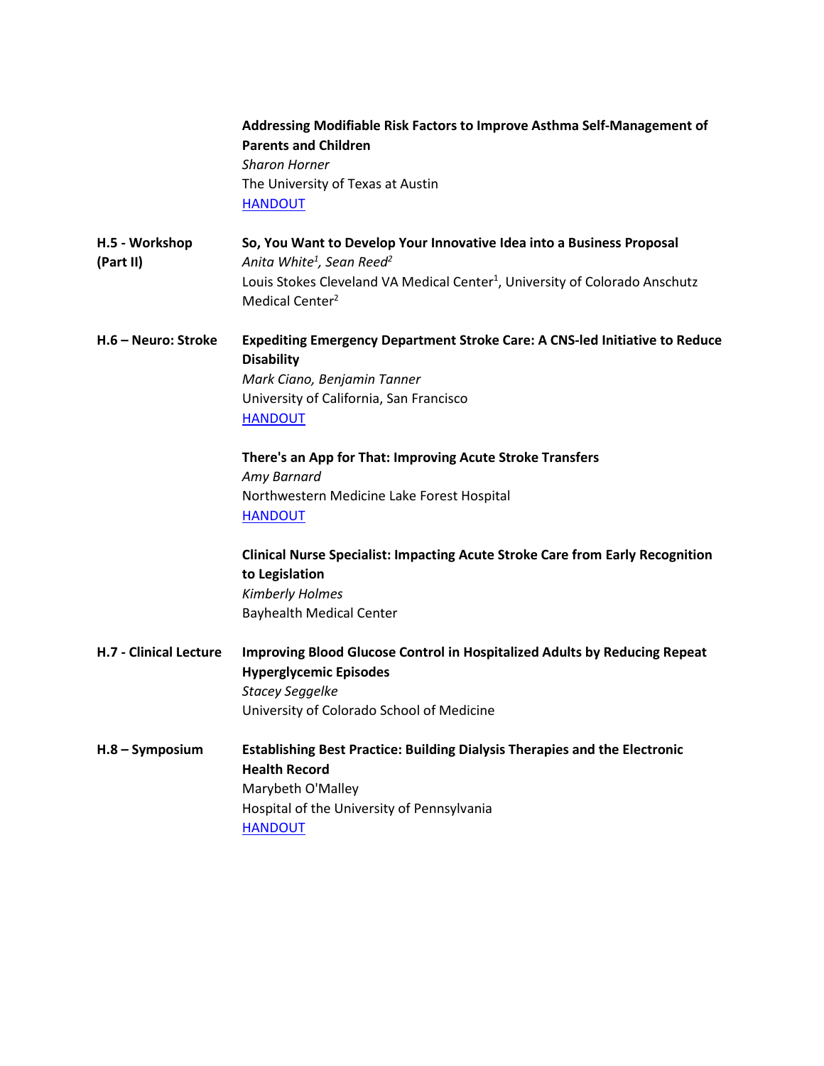**Addressing Modifiable Risk Factors to Improve Asthma Self-Management of Parents and Children**
*Sharon Horner*
The University of Texas at Austin
HANDOUT

**H.5 - Workshop (Part II)**

**So, You Want to Develop Your Innovative Idea into a Business Proposal**
*Anita White[1], Sean Reed[2]*
Louis Stokes Cleveland VA Medical Center[1], University of Colorado Anschutz Medical Center[2]

**H.6 – Neuro: Stroke**

**Expediting Emergency Department Stroke Care: A CNS-led Initiative to Reduce Disability**
*Mark Ciano, Benjamin Tanner*
University of California, San Francisco
HANDOUT

**There's an App for That: Improving Acute Stroke Transfers**
*Amy Barnard*
Northwestern Medicine Lake Forest Hospital
HANDOUT

**Clinical Nurse Specialist: Impacting Acute Stroke Care from Early Recognition to Legislation**
*Kimberly Holmes*
Bayhealth Medical Center

**H.7 - Clinical Lecture**

**Improving Blood Glucose Control in Hospitalized Adults by Reducing Repeat Hyperglycemic Episodes**
*Stacey Seggelke*
University of Colorado School of Medicine

**H.8 – Symposium**

**Establishing Best Practice: Building Dialysis Therapies and the Electronic Health Record**
Marybeth O'Malley
Hospital of the University of Pennsylvania
HANDOUT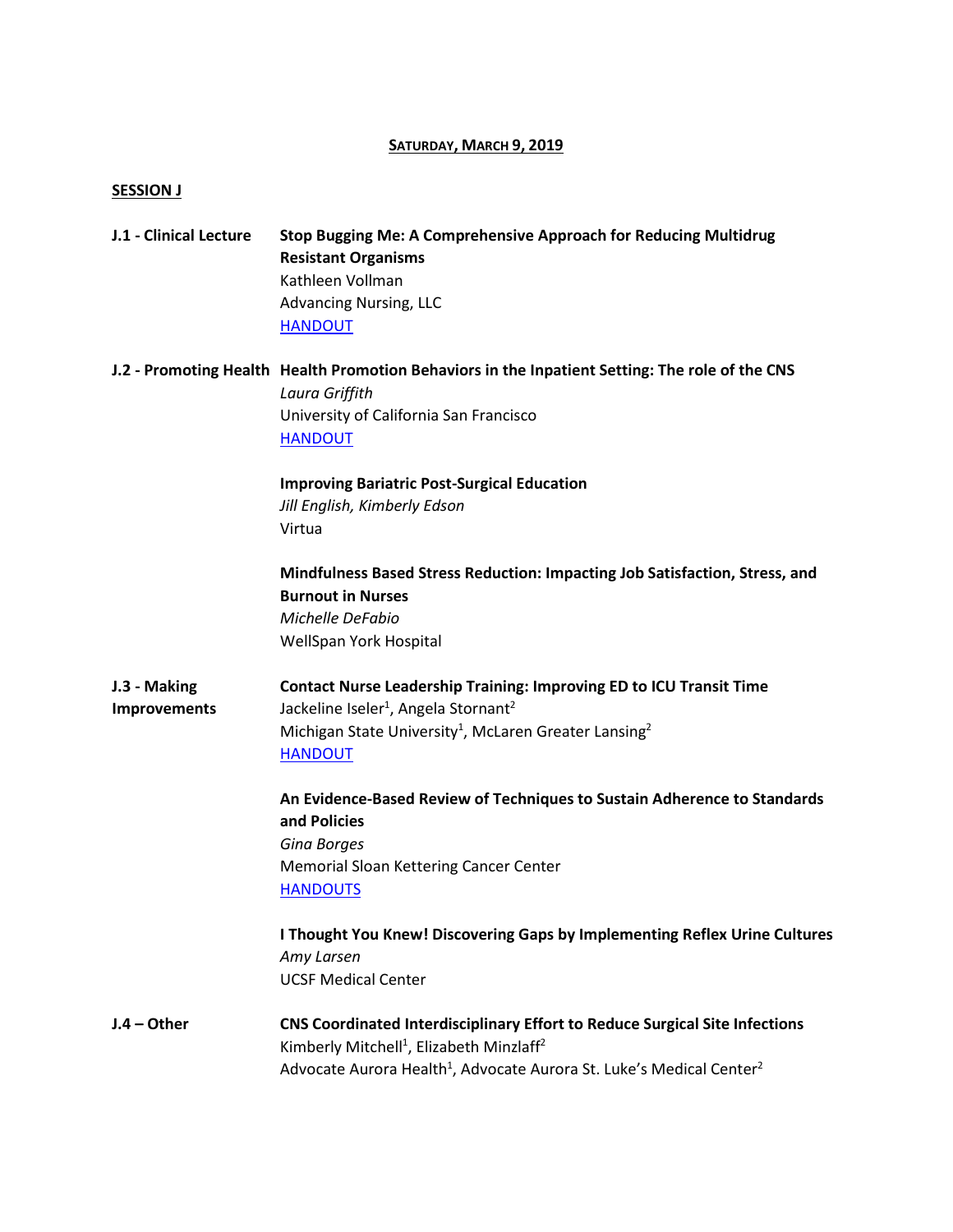**Saturday, March 9, 2019**

**SESSION J**

**J.1 - Clinical Lecture**

**Stop Bugging Me: A Comprehensive Approach for Reducing Multidrug Resistant Organisms**
Kathleen Vollman
Advancing Nursing, LLC
HANDOUT

**J.2 - Promoting Health**

**Health Promotion Behaviors in the Inpatient Setting: The role of the CNS**
*Laura Griffith*
University of California San Francisco
HANDOUT

**Improving Bariatric Post-Surgical Education**
*Jill English, Kimberly Edson*
Virtua

**Mindfulness Based Stress Reduction: Impacting Job Satisfaction, Stress, and Burnout in Nurses**
*Michelle DeFabio*
WellSpan York Hospital

**J.3 - Making Improvements**

**Contact Nurse Leadership Training: Improving ED to ICU Transit Time**
Jackeline Iseler[1], Angela Stornant[2]
Michigan State University[1], McLaren Greater Lansing[2]
HANDOUT

**An Evidence-Based Review of Techniques to Sustain Adherence to Standards and Policies**
*Gina Borges*
Memorial Sloan Kettering Cancer Center
HANDOUTS

**I Thought You Knew! Discovering Gaps by Implementing Reflex Urine Cultures**
*Amy Larsen*
UCSF Medical Center

**J.4 – Other**

**CNS Coordinated Interdisciplinary Effort to Reduce Surgical Site Infections**
Kimberly Mitchell[1], Elizabeth Minzlaff[2]
Advocate Aurora Health[1], Advocate Aurora St. Luke's Medical Center[2]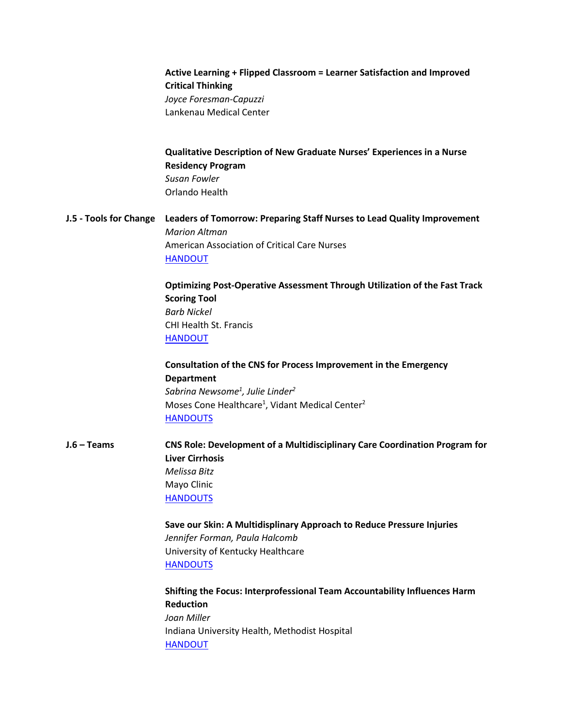**Active Learning + Flipped Classroom = Learner Satisfaction and Improved Critical Thinking**
*Joyce Foresman-Capuzzi*
Lankenau Medical Center

**Qualitative Description of New Graduate Nurses' Experiences in a Nurse Residency Program**
*Susan Fowler*
Orlando Health

**J.5 - Tools for Change**

**Leaders of Tomorrow: Preparing Staff Nurses to Lead Quality Improvement**
*Marion Altman*
American Association of Critical Care Nurses
HANDOUT

**Optimizing Post-Operative Assessment Through Utilization of the Fast Track Scoring Tool**
*Barb Nickel*
CHI Health St. Francis
HANDOUT

**Consultation of the CNS for Process Improvement in the Emergency Department**
*Sabrina Newsome[1], Julie Linder[2]*
Moses Cone Healthcare[1], Vidant Medical Center[2]
HANDOUTS

**J.6 – Teams**

**CNS Role: Development of a Multidisciplinary Care Coordination Program for Liver Cirrhosis**
*Melissa Bitz*
Mayo Clinic
HANDOUTS

**Save our Skin: A Multidisplinary Approach to Reduce Pressure Injuries**
*Jennifer Forman, Paula Halcomb*
University of Kentucky Healthcare
HANDOUTS

**Shifting the Focus: Interprofessional Team Accountability Influences Harm Reduction**
*Joan Miller*
Indiana University Health, Methodist Hospital
HANDOUT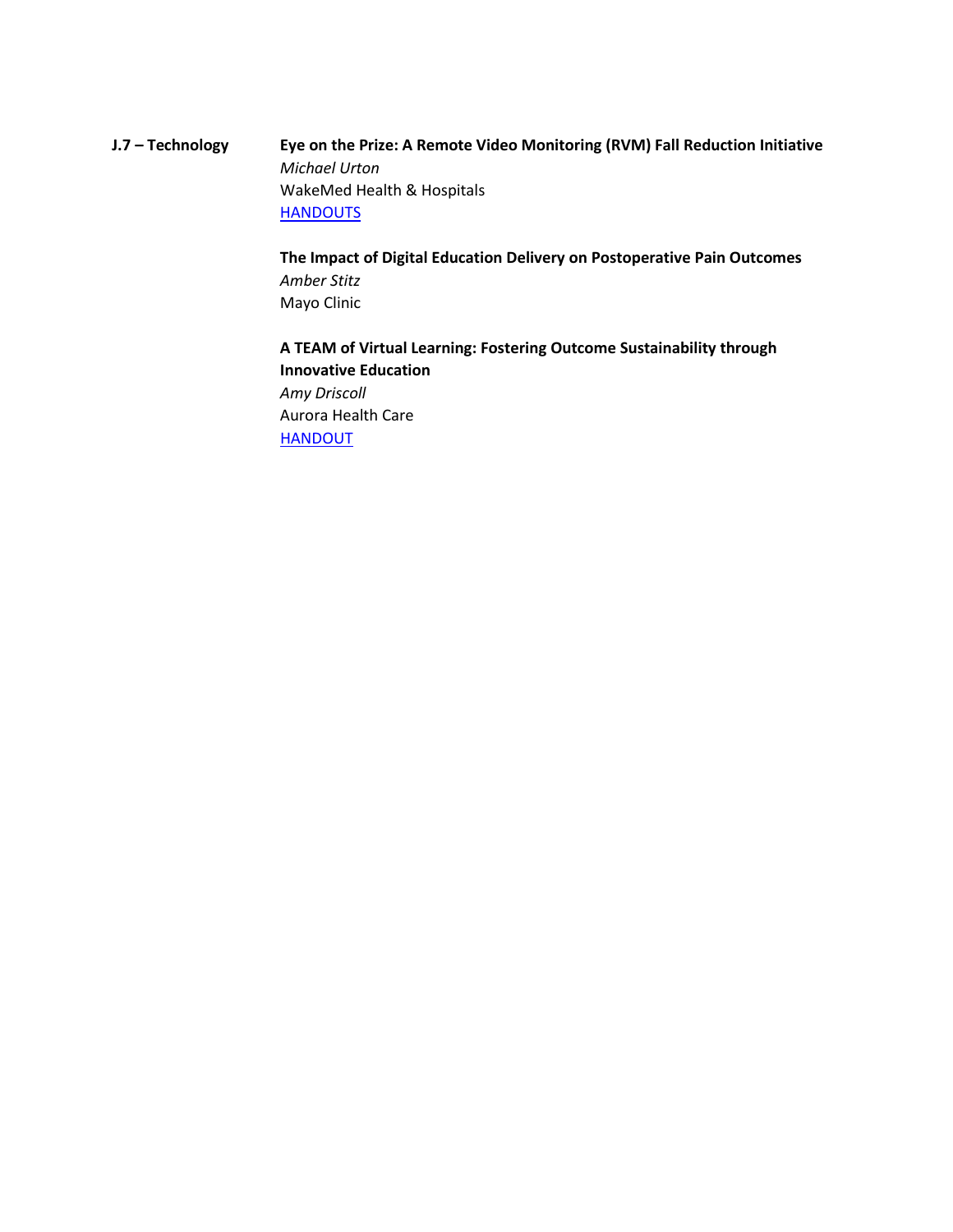**J.7 – Technology**

**Eye on the Prize: A Remote Video Monitoring (RVM) Fall Reduction Initiative**
*Michael Urton*
WakeMed Health & Hospitals
HANDOUTS

**The Impact of Digital Education Delivery on Postoperative Pain Outcomes**
*Amber Stitz*
Mayo Clinic

**A TEAM of Virtual Learning: Fostering Outcome Sustainability through Innovative Education**
*Amy Driscoll*
Aurora Health Care
HANDOUT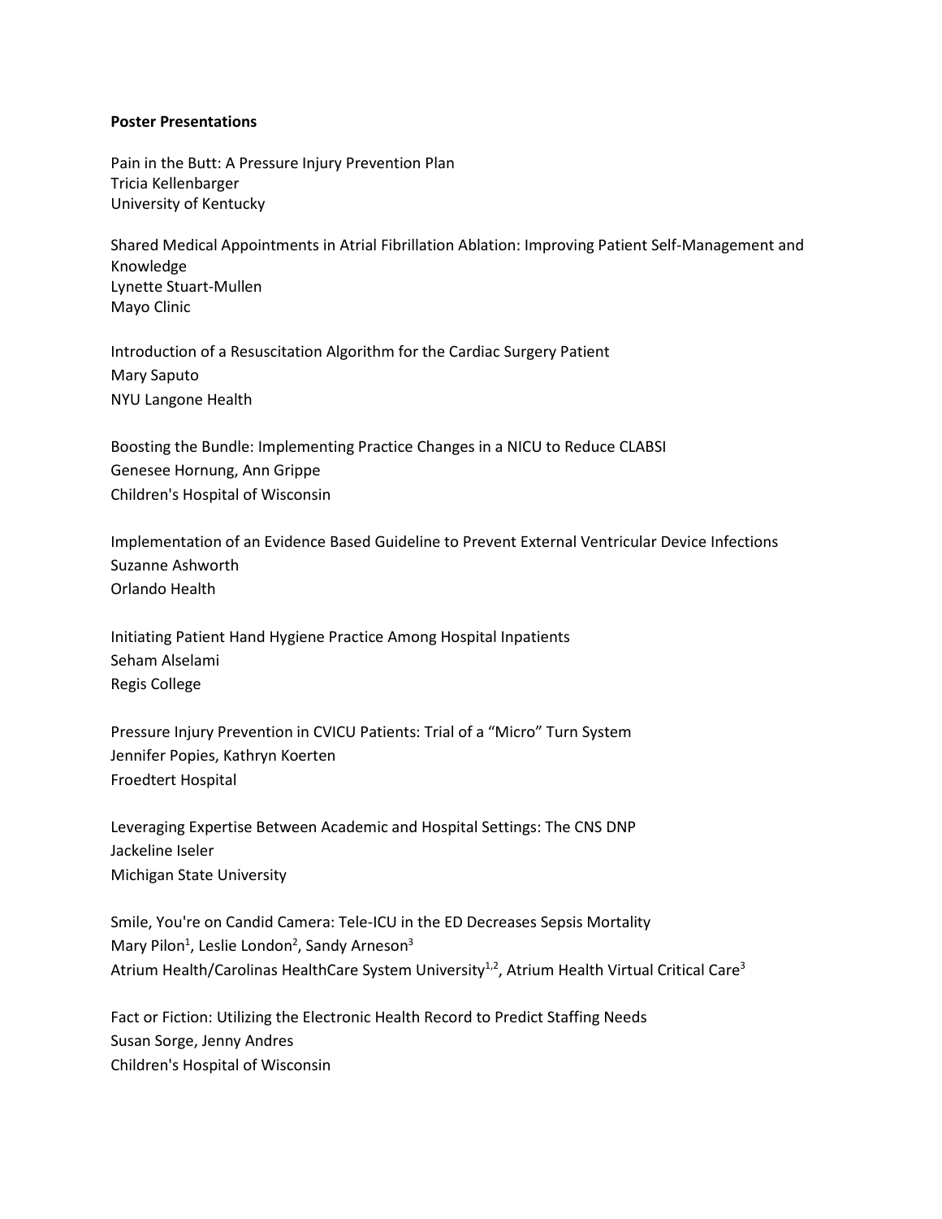**Poster Presentations**

Pain in the Butt: A Pressure Injury Prevention Plan
Tricia Kellenbarger
University of Kentucky

Shared Medical Appointments in Atrial Fibrillation Ablation: Improving Patient Self-Management and Knowledge
Lynette Stuart-Mullen
Mayo Clinic

Introduction of a Resuscitation Algorithm for the Cardiac Surgery Patient
Mary Saputo
NYU Langone Health

Boosting the Bundle: Implementing Practice Changes in a NICU to Reduce CLABSI
Genesee Hornung, Ann Grippe
Children's Hospital of Wisconsin

Implementation of an Evidence Based Guideline to Prevent External Ventricular Device Infections
Suzanne Ashworth
Orlando Health

Initiating Patient Hand Hygiene Practice Among Hospital Inpatients
Seham Alselami
Regis College

Pressure Injury Prevention in CVICU Patients: Trial of a "Micro" Turn System
Jennifer Popies, Kathryn Koerten
Froedtert Hospital

Leveraging Expertise Between Academic and Hospital Settings: The CNS DNP
Jackeline Iseler
Michigan State University

Smile, You're on Candid Camera: Tele-ICU in the ED Decreases Sepsis Mortality
Mary Pilon[1], Leslie London[2], Sandy Arneson[3]
Atrium Health/Carolinas HealthCare System University[1,2], Atrium Health Virtual Critical Care[3]

Fact or Fiction: Utilizing the Electronic Health Record to Predict Staffing Needs
Susan Sorge, Jenny Andres
Children's Hospital of Wisconsin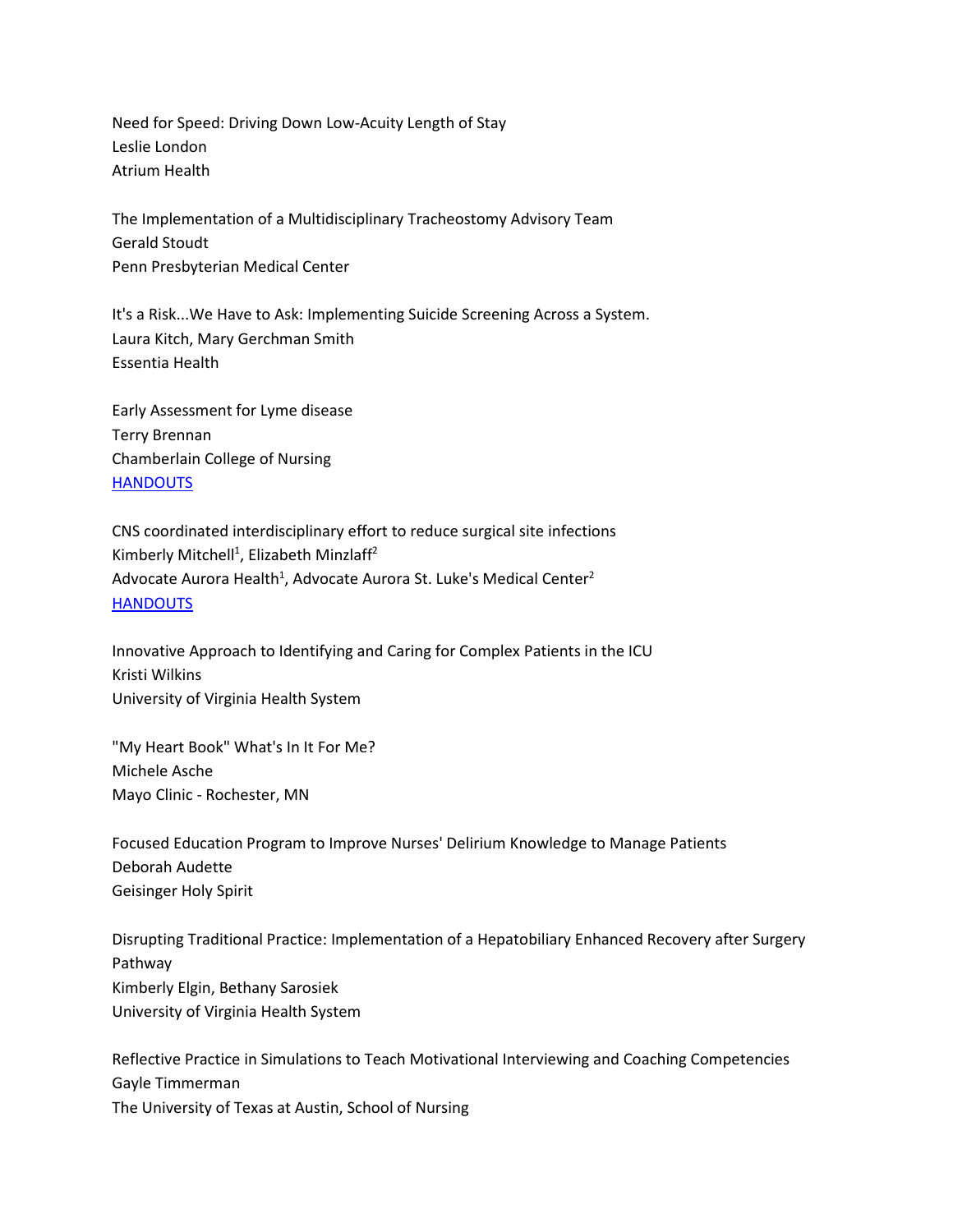Need for Speed: Driving Down Low-Acuity Length of Stay
Leslie London
Atrium Health

The Implementation of a Multidisciplinary Tracheostomy Advisory Team
Gerald Stoudt
Penn Presbyterian Medical Center

It's a Risk...We Have to Ask: Implementing Suicide Screening Across a System.
Laura Kitch, Mary Gerchman Smith
Essentia Health

Early Assessment for Lyme disease
Terry Brennan
Chamberlain College of Nursing
HANDOUTS

CNS coordinated interdisciplinary effort to reduce surgical site infections
Kimberly Mitchell[1], Elizabeth Minzlaff[2]
Advocate Aurora Health[1], Advocate Aurora St. Luke's Medical Center[2]
HANDOUTS

Innovative Approach to Identifying and Caring for Complex Patients in the ICU
Kristi Wilkins
University of Virginia Health System

"My Heart Book" What's In It For Me?
Michele Asche
Mayo Clinic - Rochester, MN

Focused Education Program to Improve Nurses' Delirium Knowledge to Manage Patients
Deborah Audette
Geisinger Holy Spirit

Disrupting Traditional Practice: Implementation of a Hepatobiliary Enhanced Recovery after Surgery Pathway
Kimberly Elgin, Bethany Sarosiek
University of Virginia Health System

Reflective Practice in Simulations to Teach Motivational Interviewing and Coaching Competencies
Gayle Timmerman
The University of Texas at Austin, School of Nursing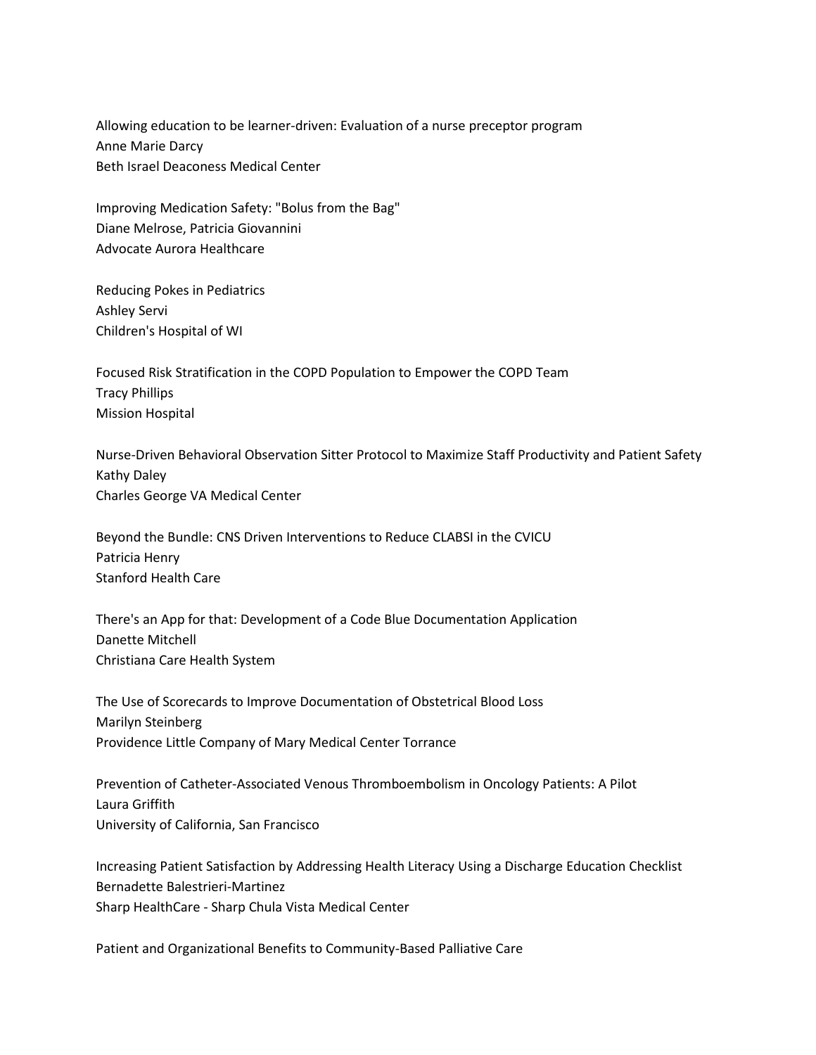Allowing education to be learner-driven: Evaluation of a nurse preceptor program
Anne Marie Darcy
Beth Israel Deaconess Medical Center

Improving Medication Safety: "Bolus from the Bag"
Diane Melrose, Patricia Giovannini
Advocate Aurora Healthcare

Reducing Pokes in Pediatrics
Ashley Servi
Children's Hospital of WI

Focused Risk Stratification in the COPD Population to Empower the COPD Team
Tracy Phillips
Mission Hospital

Nurse-Driven Behavioral Observation Sitter Protocol to Maximize Staff Productivity and Patient Safety
Kathy Daley
Charles George VA Medical Center

Beyond the Bundle: CNS Driven Interventions to Reduce CLABSI in the CVICU
Patricia Henry
Stanford Health Care

There's an App for that: Development of a Code Blue Documentation Application
Danette Mitchell
Christiana Care Health System

The Use of Scorecards to Improve Documentation of Obstetrical Blood Loss
Marilyn Steinberg
Providence Little Company of Mary Medical Center Torrance

Prevention of Catheter-Associated Venous Thromboembolism in Oncology Patients: A Pilot
Laura Griffith
University of California, San Francisco

Increasing Patient Satisfaction by Addressing Health Literacy Using a Discharge Education Checklist
Bernadette Balestrieri-Martinez
Sharp HealthCare - Sharp Chula Vista Medical Center

Patient and Organizational Benefits to Community-Based Palliative Care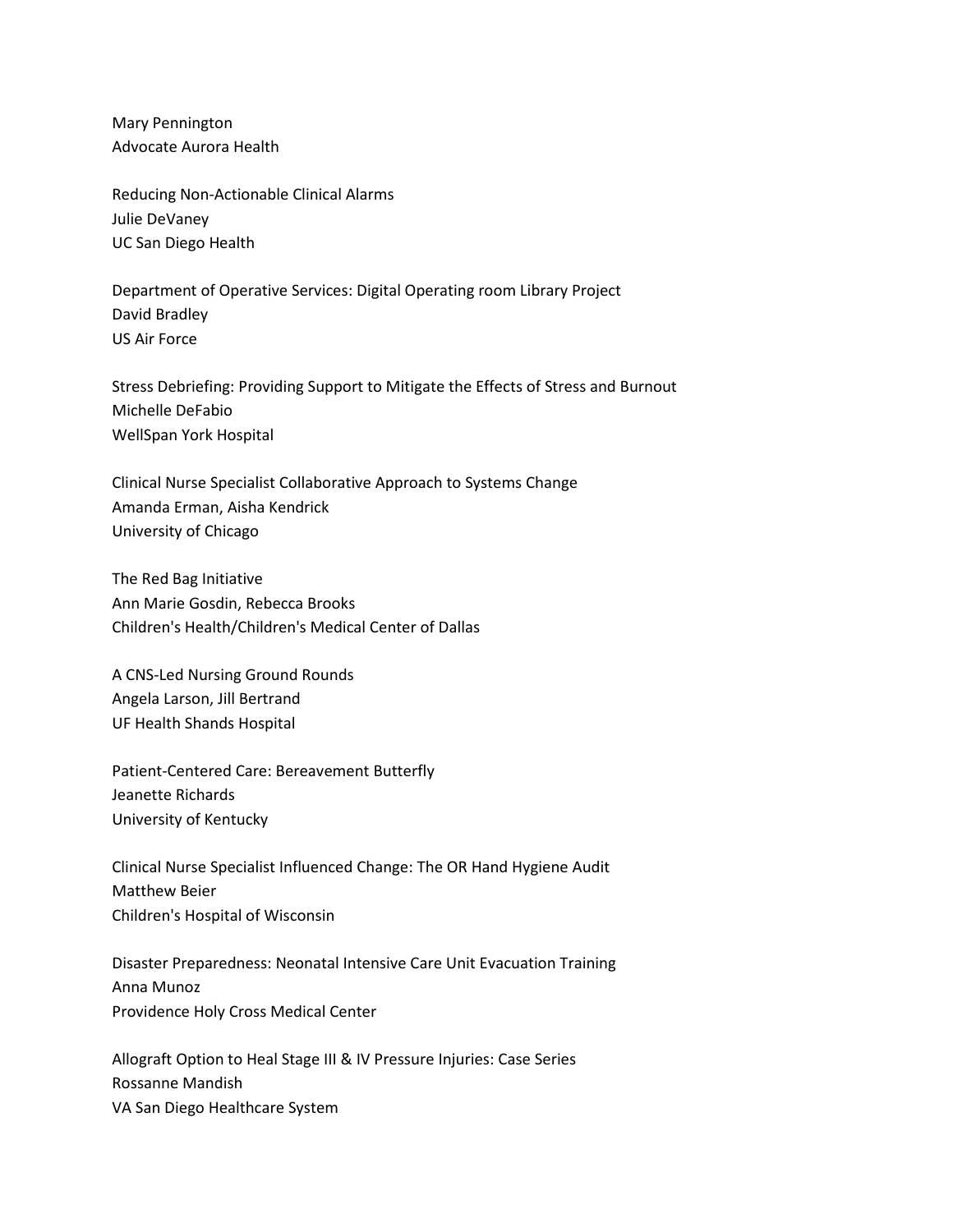Mary Pennington
Advocate Aurora Health

Reducing Non-Actionable Clinical Alarms
Julie DeVaney
UC San Diego Health

Department of Operative Services: Digital Operating room Library Project
David Bradley
US Air Force

Stress Debriefing: Providing Support to Mitigate the Effects of Stress and Burnout
Michelle DeFabio
WellSpan York Hospital

Clinical Nurse Specialist Collaborative Approach to Systems Change
Amanda Erman, Aisha Kendrick
University of Chicago

The Red Bag Initiative
Ann Marie Gosdin, Rebecca Brooks
Children's Health/Children's Medical Center of Dallas

A CNS-Led Nursing Ground Rounds
Angela Larson, Jill Bertrand
UF Health Shands Hospital

Patient-Centered Care: Bereavement Butterfly
Jeanette Richards
University of Kentucky

Clinical Nurse Specialist Influenced Change: The OR Hand Hygiene Audit
Matthew Beier
Children's Hospital of Wisconsin

Disaster Preparedness: Neonatal Intensive Care Unit Evacuation Training
Anna Munoz
Providence Holy Cross Medical Center

Allograft Option to Heal Stage III & IV Pressure Injuries: Case Series
Rossanne Mandish
VA San Diego Healthcare System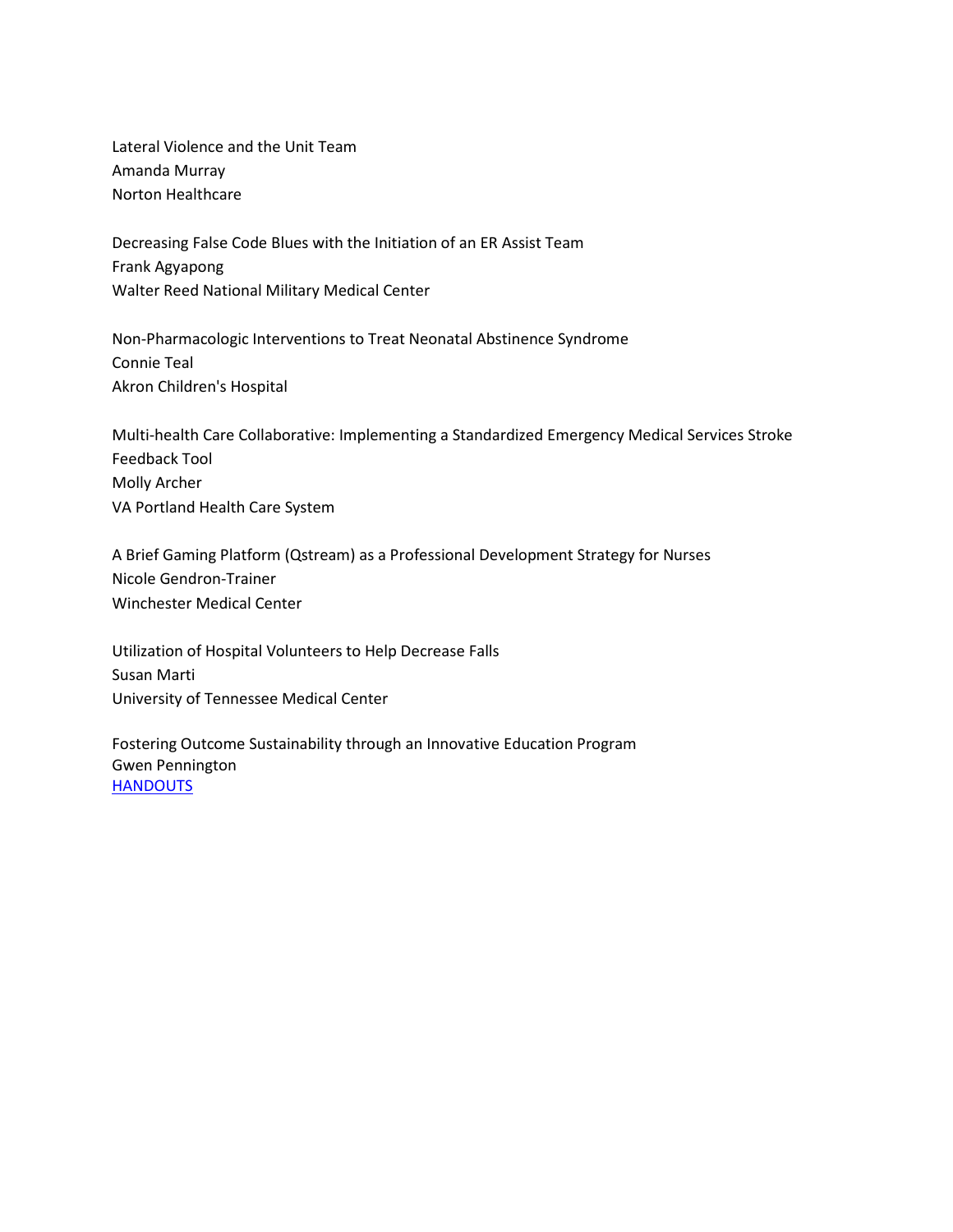Lateral Violence and the Unit Team
Amanda Murray
Norton Healthcare

Decreasing False Code Blues with the Initiation of an ER Assist Team
Frank Agyapong
Walter Reed National Military Medical Center

Non-Pharmacologic Interventions to Treat Neonatal Abstinence Syndrome
Connie Teal
Akron Children's Hospital

Multi-health Care Collaborative: Implementing a Standardized Emergency Medical Services Stroke Feedback Tool
Molly Archer
VA Portland Health Care System

A Brief Gaming Platform (Qstream) as a Professional Development Strategy for Nurses
Nicole Gendron-Trainer
Winchester Medical Center

Utilization of Hospital Volunteers to Help Decrease Falls
Susan Marti
University of Tennessee Medical Center

Fostering Outcome Sustainability through an Innovative Education Program
Gwen Pennington
HANDOUTS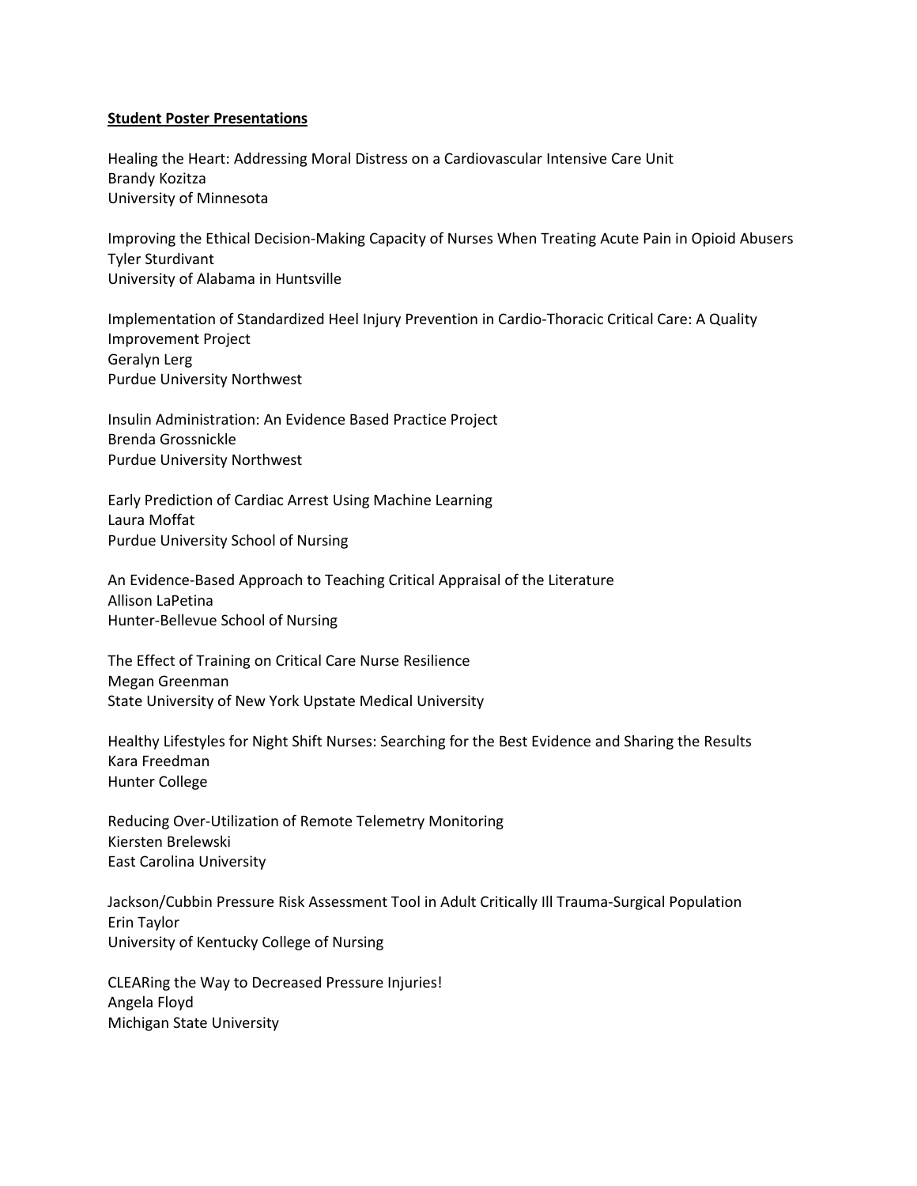**Student Poster Presentations**

Healing the Heart: Addressing Moral Distress on a Cardiovascular Intensive Care Unit
Brandy Kozitza
University of Minnesota

Improving the Ethical Decision-Making Capacity of Nurses When Treating Acute Pain in Opioid Abusers
Tyler Sturdivant
University of Alabama in Huntsville

Implementation of Standardized Heel Injury Prevention in Cardio-Thoracic Critical Care: A Quality Improvement Project
Geralyn Lerg
Purdue University Northwest

Insulin Administration: An Evidence Based Practice Project
Brenda Grossnickle
Purdue University Northwest

Early Prediction of Cardiac Arrest Using Machine Learning
Laura Moffat
Purdue University School of Nursing

An Evidence-Based Approach to Teaching Critical Appraisal of the Literature
Allison LaPetina
Hunter-Bellevue School of Nursing

The Effect of Training on Critical Care Nurse Resilience
Megan Greenman
State University of New York Upstate Medical University

Healthy Lifestyles for Night Shift Nurses: Searching for the Best Evidence and Sharing the Results
Kara Freedman
Hunter College

Reducing Over-Utilization of Remote Telemetry Monitoring
Kiersten Brelewski
East Carolina University

Jackson/Cubbin Pressure Risk Assessment Tool in Adult Critically Ill Trauma-Surgical Population
Erin Taylor
University of Kentucky College of Nursing

CLEARing the Way to Decreased Pressure Injuries!
Angela Floyd
Michigan State University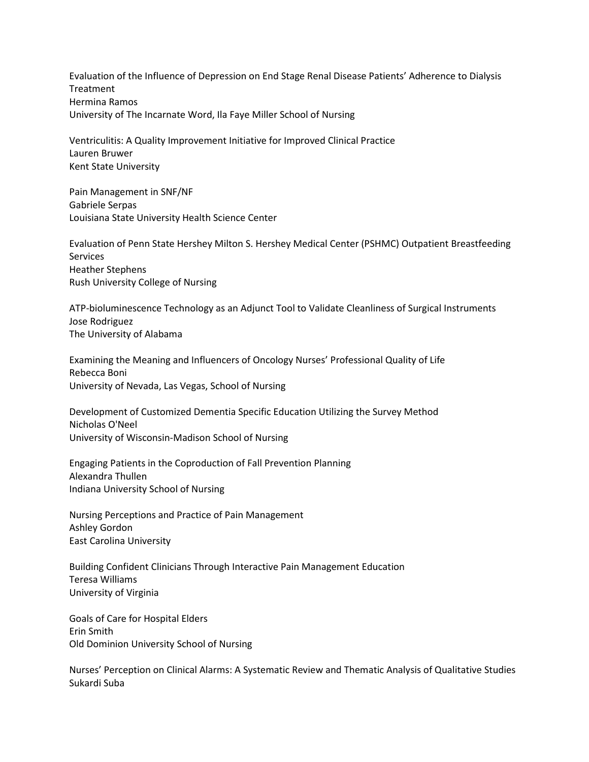Evaluation of the Influence of Depression on End Stage Renal Disease Patients' Adherence to Dialysis Treatment
Hermina Ramos
University of The Incarnate Word, Ila Faye Miller School of Nursing

Ventriculitis: A Quality Improvement Initiative for Improved Clinical Practice
Lauren Bruwer
Kent State University

Pain Management in SNF/NF
Gabriele Serpas
Louisiana State University Health Science Center

Evaluation of Penn State Hershey Milton S. Hershey Medical Center (PSHMC) Outpatient Breastfeeding Services
Heather Stephens
Rush University College of Nursing

ATP-bioluminescence Technology as an Adjunct Tool to Validate Cleanliness of Surgical Instruments
Jose Rodriguez
The University of Alabama

Examining the Meaning and Influencers of Oncology Nurses' Professional Quality of Life
Rebecca Boni
University of Nevada, Las Vegas, School of Nursing

Development of Customized Dementia Specific Education Utilizing the Survey Method
Nicholas O'Neel
University of Wisconsin-Madison School of Nursing

Engaging Patients in the Coproduction of Fall Prevention Planning
Alexandra Thullen
Indiana University School of Nursing

Nursing Perceptions and Practice of Pain Management
Ashley Gordon
East Carolina University

Building Confident Clinicians Through Interactive Pain Management Education
Teresa Williams
University of Virginia

Goals of Care for Hospital Elders
Erin Smith
Old Dominion University School of Nursing

Nurses' Perception on Clinical Alarms: A Systematic Review and Thematic Analysis of Qualitative Studies
Sukardi Suba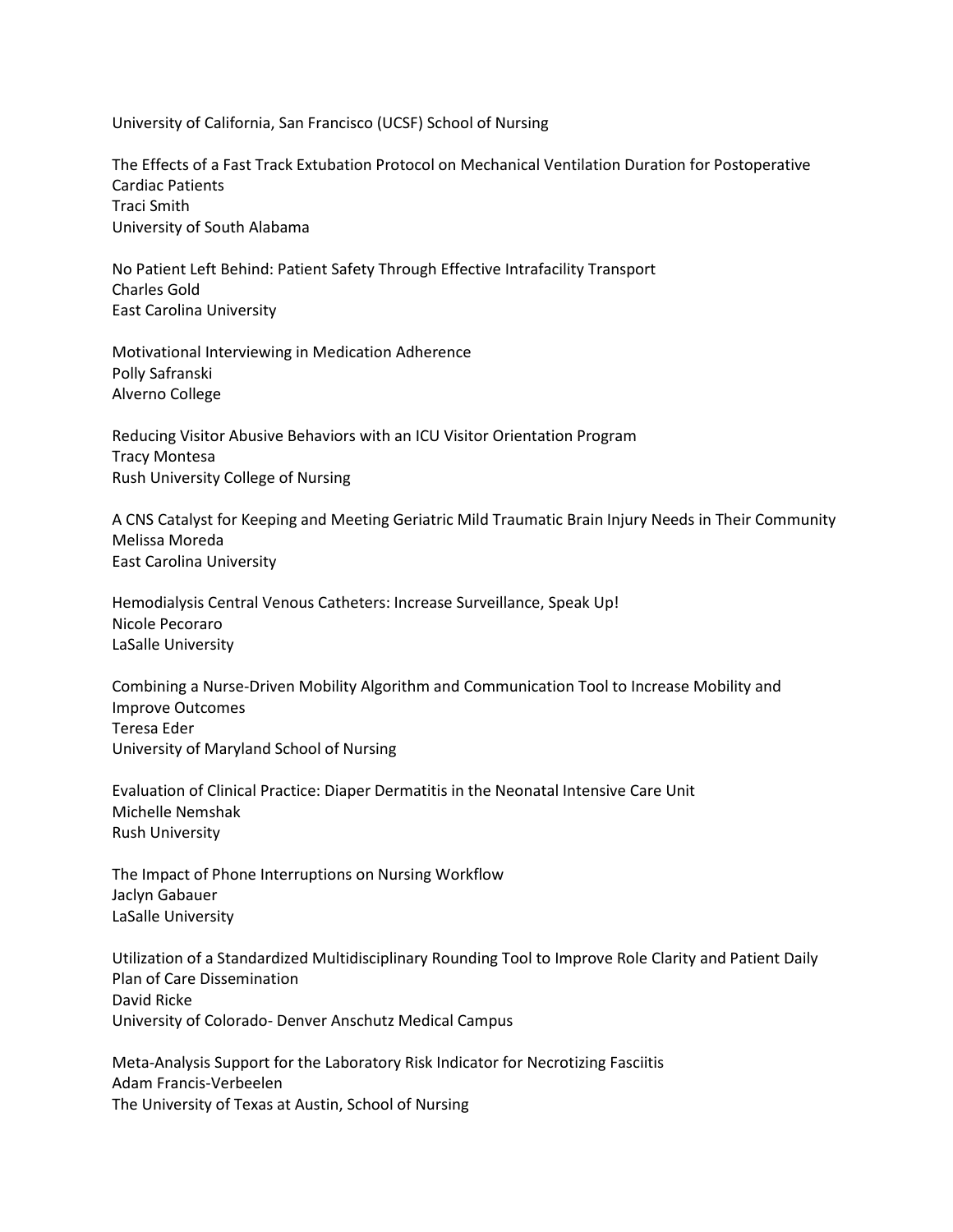University of California, San Francisco (UCSF) School of Nursing

The Effects of a Fast Track Extubation Protocol on Mechanical Ventilation Duration for Postoperative Cardiac Patients
Traci Smith
University of South Alabama

No Patient Left Behind: Patient Safety Through Effective Intrafacility Transport
Charles Gold
East Carolina University

Motivational Interviewing in Medication Adherence
Polly Safranski
Alverno College

Reducing Visitor Abusive Behaviors with an ICU Visitor Orientation Program
Tracy Montesa
Rush University College of Nursing

A CNS Catalyst for Keeping and Meeting Geriatric Mild Traumatic Brain Injury Needs in Their Community
Melissa Moreda
East Carolina University

Hemodialysis Central Venous Catheters: Increase Surveillance, Speak Up!
Nicole Pecoraro
LaSalle University

Combining a Nurse-Driven Mobility Algorithm and Communication Tool to Increase Mobility and Improve Outcomes
Teresa Eder
University of Maryland School of Nursing

Evaluation of Clinical Practice: Diaper Dermatitis in the Neonatal Intensive Care Unit
Michelle Nemshak
Rush University

The Impact of Phone Interruptions on Nursing Workflow
Jaclyn Gabauer
LaSalle University

Utilization of a Standardized Multidisciplinary Rounding Tool to Improve Role Clarity and Patient Daily Plan of Care Dissemination
David Ricke
University of Colorado- Denver Anschutz Medical Campus

Meta-Analysis Support for the Laboratory Risk Indicator for Necrotizing Fasciitis
Adam Francis-Verbeelen
The University of Texas at Austin, School of Nursing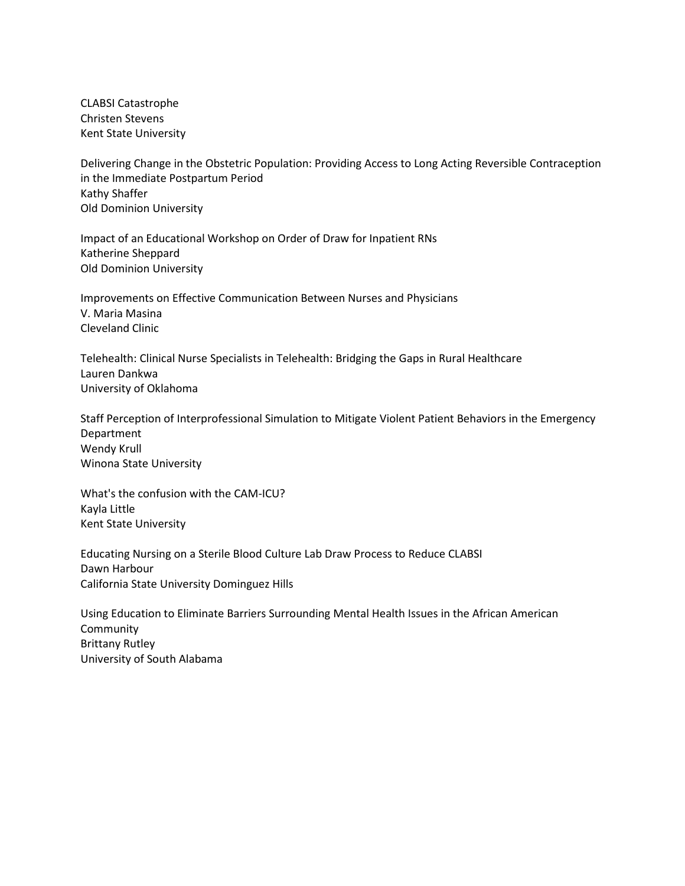CLABSI Catastrophe
Christen Stevens
Kent State University

Delivering Change in the Obstetric Population: Providing Access to Long Acting Reversible Contraception in the Immediate Postpartum Period
Kathy Shaffer
Old Dominion University

Impact of an Educational Workshop on Order of Draw for Inpatient RNs
Katherine Sheppard
Old Dominion University

Improvements on Effective Communication Between Nurses and Physicians
V. Maria Masina
Cleveland Clinic

Telehealth: Clinical Nurse Specialists in Telehealth: Bridging the Gaps in Rural Healthcare
Lauren Dankwa
University of Oklahoma

Staff Perception of Interprofessional Simulation to Mitigate Violent Patient Behaviors in the Emergency Department
Wendy Krull
Winona State University

What's the confusion with the CAM-ICU?
Kayla Little
Kent State University

Educating Nursing on a Sterile Blood Culture Lab Draw Process to Reduce CLABSI
Dawn Harbour
California State University Dominguez Hills

Using Education to Eliminate Barriers Surrounding Mental Health Issues in the African American Community
Brittany Rutley
University of South Alabama